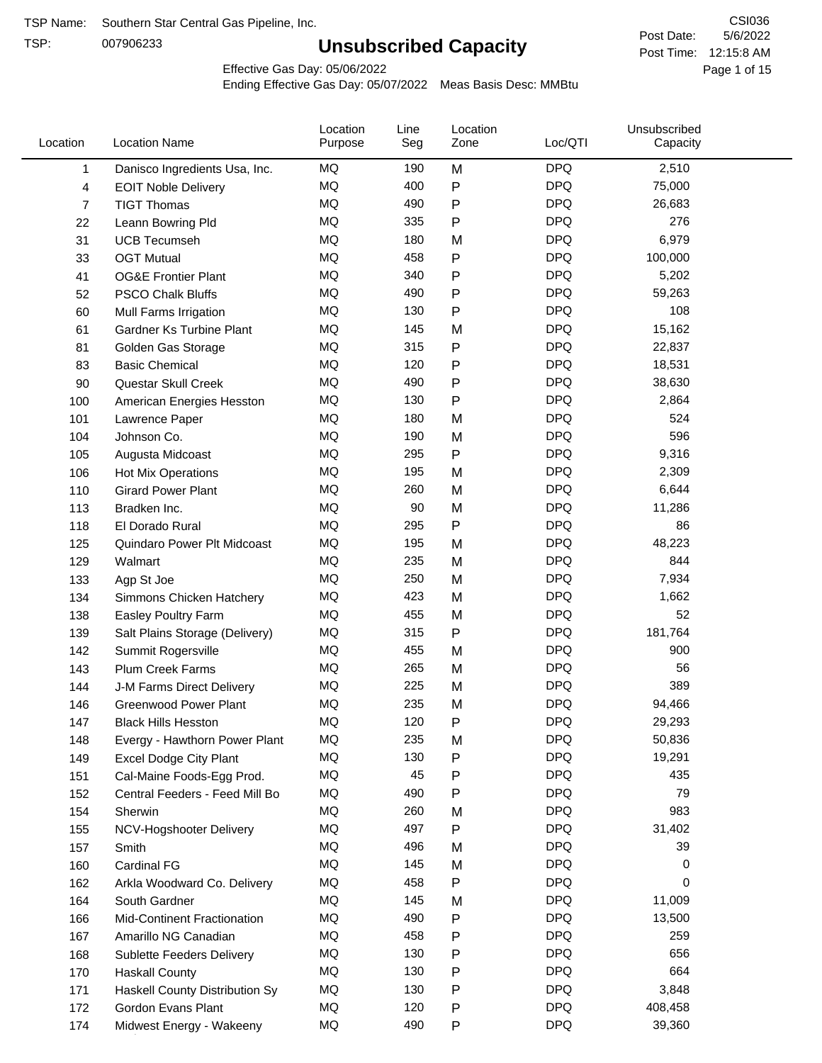TSP Name: Southern Star Central Gas Pipeline, Inc.

TSP: 007906233

# Unsubscribed Capacity

CSI036

Post Date: 5/6/2022

Post Time: 12:15:8 AM

Effective Gas Day: 05/06/2022

Ending Effective Gas Day: 05/07/2022 Meas Basis Desc: MMBtu

| Location | Location Name | Location Purpose | Line Seg | Location Zone | Loc/QTI | Unsubscribed Capacity |
|---|---|---|---|---|---|---|
| 1 | Danisco Ingredients Usa, Inc. | MQ | 190 | M | DPQ | 2,510 |
| 4 | EOIT Noble Delivery | MQ | 400 | P | DPQ | 75,000 |
| 7 | TIGT Thomas | MQ | 490 | P | DPQ | 26,683 |
| 22 | Leann Bowring Pld | MQ | 335 | P | DPQ | 276 |
| 31 | UCB Tecumseh | MQ | 180 | M | DPQ | 6,979 |
| 33 | OGT Mutual | MQ | 458 | P | DPQ | 100,000 |
| 41 | OG&E Frontier Plant | MQ | 340 | P | DPQ | 5,202 |
| 52 | PSCO Chalk Bluffs | MQ | 490 | P | DPQ | 59,263 |
| 60 | Mull Farms Irrigation | MQ | 130 | P | DPQ | 108 |
| 61 | Gardner Ks Turbine Plant | MQ | 145 | M | DPQ | 15,162 |
| 81 | Golden Gas Storage | MQ | 315 | P | DPQ | 22,837 |
| 83 | Basic Chemical | MQ | 120 | P | DPQ | 18,531 |
| 90 | Questar Skull Creek | MQ | 490 | P | DPQ | 38,630 |
| 100 | American Energies Hesston | MQ | 130 | P | DPQ | 2,864 |
| 101 | Lawrence Paper | MQ | 180 | M | DPQ | 524 |
| 104 | Johnson Co. | MQ | 190 | M | DPQ | 596 |
| 105 | Augusta Midcoast | MQ | 295 | P | DPQ | 9,316 |
| 106 | Hot Mix Operations | MQ | 195 | M | DPQ | 2,309 |
| 110 | Girard Power Plant | MQ | 260 | M | DPQ | 6,644 |
| 113 | Bradken Inc. | MQ | 90 | M | DPQ | 11,286 |
| 118 | El Dorado Rural | MQ | 295 | P | DPQ | 86 |
| 125 | Quindaro Power Plt Midcoast | MQ | 195 | M | DPQ | 48,223 |
| 129 | Walmart | MQ | 235 | M | DPQ | 844 |
| 133 | Agp St Joe | MQ | 250 | M | DPQ | 7,934 |
| 134 | Simmons Chicken Hatchery | MQ | 423 | M | DPQ | 1,662 |
| 138 | Easley Poultry Farm | MQ | 455 | M | DPQ | 52 |
| 139 | Salt Plains Storage (Delivery) | MQ | 315 | P | DPQ | 181,764 |
| 142 | Summit Rogersville | MQ | 455 | M | DPQ | 900 |
| 143 | Plum Creek Farms | MQ | 265 | M | DPQ | 56 |
| 144 | J-M Farms Direct Delivery | MQ | 225 | M | DPQ | 389 |
| 146 | Greenwood Power Plant | MQ | 235 | M | DPQ | 94,466 |
| 147 | Black Hills Hesston | MQ | 120 | P | DPQ | 29,293 |
| 148 | Evergy - Hawthorn Power Plant | MQ | 235 | M | DPQ | 50,836 |
| 149 | Excel Dodge City Plant | MQ | 130 | P | DPQ | 19,291 |
| 151 | Cal-Maine Foods-Egg Prod. | MQ | 45 | P | DPQ | 435 |
| 152 | Central Feeders - Feed Mill Bo | MQ | 490 | P | DPQ | 79 |
| 154 | Sherwin | MQ | 260 | M | DPQ | 983 |
| 155 | NCV-Hogshooter Delivery | MQ | 497 | P | DPQ | 31,402 |
| 157 | Smith | MQ | 496 | M | DPQ | 39 |
| 160 | Cardinal FG | MQ | 145 | M | DPQ | 0 |
| 162 | Arkla Woodward Co. Delivery | MQ | 458 | P | DPQ | 0 |
| 164 | South Gardner | MQ | 145 | M | DPQ | 11,009 |
| 166 | Mid-Continent Fractionation | MQ | 490 | P | DPQ | 13,500 |
| 167 | Amarillo NG Canadian | MQ | 458 | P | DPQ | 259 |
| 168 | Sublette Feeders Delivery | MQ | 130 | P | DPQ | 656 |
| 170 | Haskall County | MQ | 130 | P | DPQ | 664 |
| 171 | Haskall County Distribution Sy | MQ | 130 | P | DPQ | 3,848 |
| 172 | Gordon Evans Plant | MQ | 120 | P | DPQ | 408,458 |
| 174 | Midwest Energy - Wakeeny | MQ | 490 | P | DPQ | 39,360 |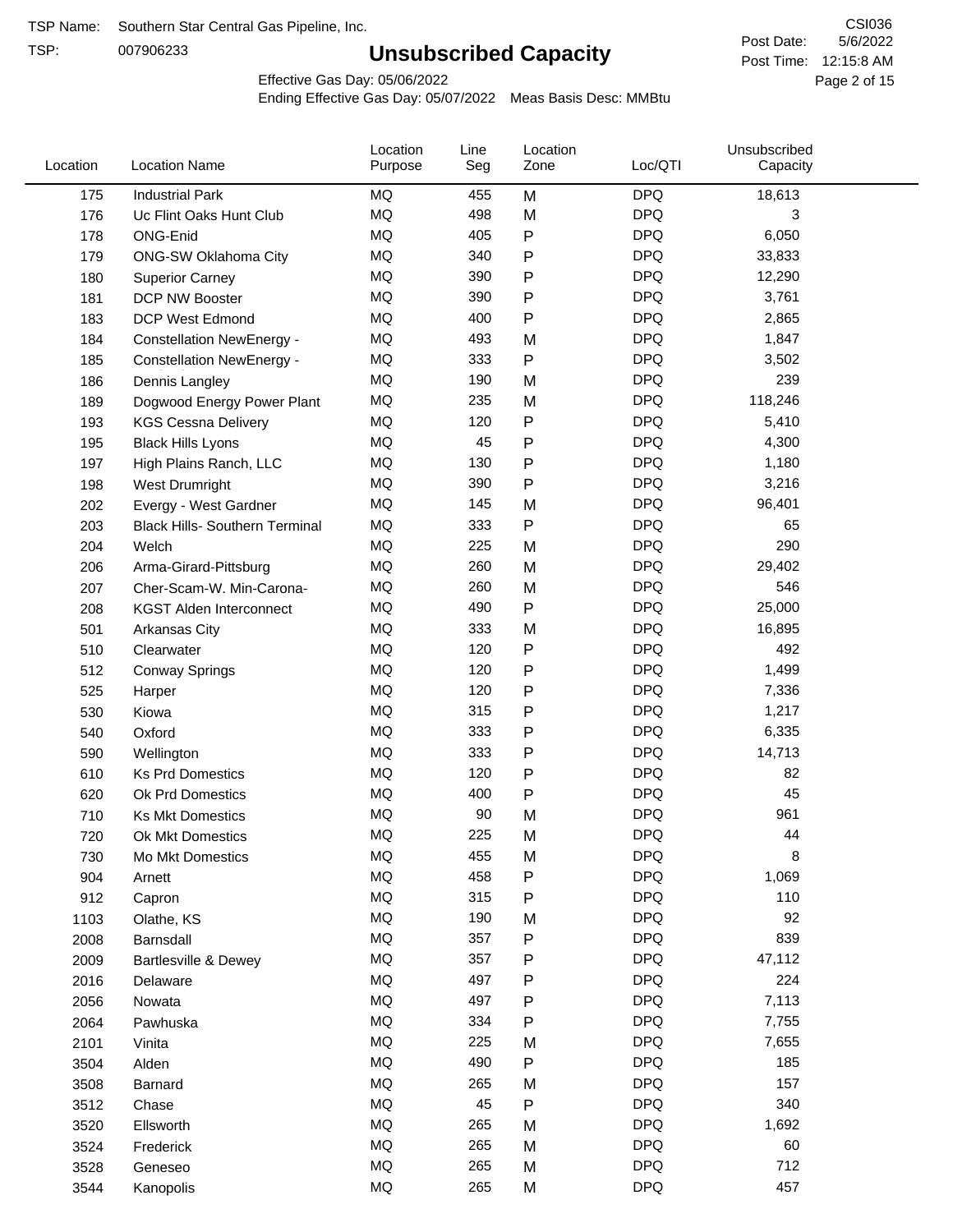TSP Name: Southern Star Central Gas Pipeline, Inc.

TSP: 007906233

# Unsubscribed Capacity

CSI036

Post Date: 5/6/2022

Post Time: 12:15:8 AM

Effective Gas Day: 05/06/2022

Ending Effective Gas Day: 05/07/2022 Meas Basis Desc: MMBtu

| Location | Location Name | Location Purpose | Line Seg | Location Zone | Loc/QTI | Unsubscribed Capacity |
|---|---|---|---|---|---|---|
| 175 | Industrial Park | MQ | 455 | M | DPQ | 18,613 |
| 176 | Uc Flint Oaks Hunt Club | MQ | 498 | M | DPQ | 3 |
| 178 | ONG-Enid | MQ | 405 | P | DPQ | 6,050 |
| 179 | ONG-SW Oklahoma City | MQ | 340 | P | DPQ | 33,833 |
| 180 | Superior Carney | MQ | 390 | P | DPQ | 12,290 |
| 181 | DCP NW Booster | MQ | 390 | P | DPQ | 3,761 |
| 183 | DCP West Edmond | MQ | 400 | P | DPQ | 2,865 |
| 184 | Constellation NewEnergy - | MQ | 493 | M | DPQ | 1,847 |
| 185 | Constellation NewEnergy - | MQ | 333 | P | DPQ | 3,502 |
| 186 | Dennis Langley | MQ | 190 | M | DPQ | 239 |
| 189 | Dogwood Energy Power Plant | MQ | 235 | M | DPQ | 118,246 |
| 193 | KGS Cessna Delivery | MQ | 120 | P | DPQ | 5,410 |
| 195 | Black Hills Lyons | MQ | 45 | P | DPQ | 4,300 |
| 197 | High Plains Ranch, LLC | MQ | 130 | P | DPQ | 1,180 |
| 198 | West Drumright | MQ | 390 | P | DPQ | 3,216 |
| 202 | Evergy - West Gardner | MQ | 145 | M | DPQ | 96,401 |
| 203 | Black Hills- Southern Terminal | MQ | 333 | P | DPQ | 65 |
| 204 | Welch | MQ | 225 | M | DPQ | 290 |
| 206 | Arma-Girard-Pittsburg | MQ | 260 | M | DPQ | 29,402 |
| 207 | Cher-Scam-W. Min-Carona- | MQ | 260 | M | DPQ | 546 |
| 208 | KGST Alden Interconnect | MQ | 490 | P | DPQ | 25,000 |
| 501 | Arkansas City | MQ | 333 | M | DPQ | 16,895 |
| 510 | Clearwater | MQ | 120 | P | DPQ | 492 |
| 512 | Conway Springs | MQ | 120 | P | DPQ | 1,499 |
| 525 | Harper | MQ | 120 | P | DPQ | 7,336 |
| 530 | Kiowa | MQ | 315 | P | DPQ | 1,217 |
| 540 | Oxford | MQ | 333 | P | DPQ | 6,335 |
| 590 | Wellington | MQ | 333 | P | DPQ | 14,713 |
| 610 | Ks Prd Domestics | MQ | 120 | P | DPQ | 82 |
| 620 | Ok Prd Domestics | MQ | 400 | P | DPQ | 45 |
| 710 | Ks Mkt Domestics | MQ | 90 | M | DPQ | 961 |
| 720 | Ok Mkt Domestics | MQ | 225 | M | DPQ | 44 |
| 730 | Mo Mkt Domestics | MQ | 455 | M | DPQ | 8 |
| 904 | Arnett | MQ | 458 | P | DPQ | 1,069 |
| 912 | Capron | MQ | 315 | P | DPQ | 110 |
| 1103 | Olathe, KS | MQ | 190 | M | DPQ | 92 |
| 2008 | Barnsdall | MQ | 357 | P | DPQ | 839 |
| 2009 | Bartlesville & Dewey | MQ | 357 | P | DPQ | 47,112 |
| 2016 | Delaware | MQ | 497 | P | DPQ | 224 |
| 2056 | Nowata | MQ | 497 | P | DPQ | 7,113 |
| 2064 | Pawhuska | MQ | 334 | P | DPQ | 7,755 |
| 2101 | Vinita | MQ | 225 | M | DPQ | 7,655 |
| 3504 | Alden | MQ | 490 | P | DPQ | 185 |
| 3508 | Barnard | MQ | 265 | M | DPQ | 157 |
| 3512 | Chase | MQ | 45 | P | DPQ | 340 |
| 3520 | Ellsworth | MQ | 265 | M | DPQ | 1,692 |
| 3524 | Frederick | MQ | 265 | M | DPQ | 60 |
| 3528 | Geneseo | MQ | 265 | M | DPQ | 712 |
| 3544 | Kanopolis | MQ | 265 | M | DPQ | 457 |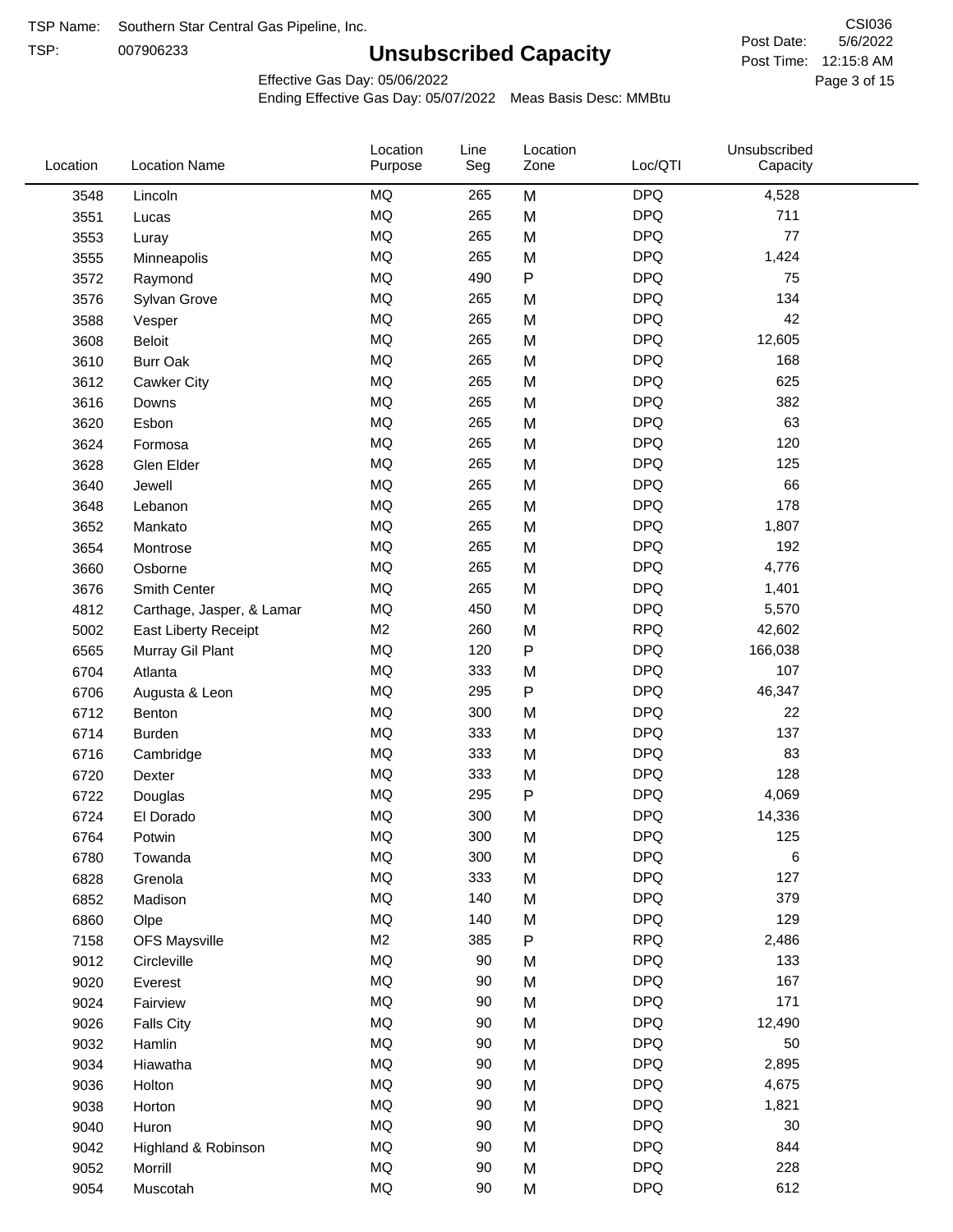TSP Name: Southern Star Central Gas Pipeline, Inc.

TSP: 007906233

# Unsubscribed Capacity

CSI036

Post Date: 5/6/2022

Post Time: 12:15:8 AM

Effective Gas Day: 05/06/2022

Ending Effective Gas Day: 05/07/2022 Meas Basis Desc: MMBtu

| Location | Location Name | Location Purpose | Line Seg | Location Zone | Loc/QTI | Unsubscribed Capacity |
|---|---|---|---|---|---|---|
| 3548 | Lincoln | MQ | 265 | M | DPQ | 4,528 |
| 3551 | Lucas | MQ | 265 | M | DPQ | 711 |
| 3553 | Luray | MQ | 265 | M | DPQ | 77 |
| 3555 | Minneapolis | MQ | 265 | M | DPQ | 1,424 |
| 3572 | Raymond | MQ | 490 | P | DPQ | 75 |
| 3576 | Sylvan Grove | MQ | 265 | M | DPQ | 134 |
| 3588 | Vesper | MQ | 265 | M | DPQ | 42 |
| 3608 | Beloit | MQ | 265 | M | DPQ | 12,605 |
| 3610 | Burr Oak | MQ | 265 | M | DPQ | 168 |
| 3612 | Cawker City | MQ | 265 | M | DPQ | 625 |
| 3616 | Downs | MQ | 265 | M | DPQ | 382 |
| 3620 | Esbon | MQ | 265 | M | DPQ | 63 |
| 3624 | Formosa | MQ | 265 | M | DPQ | 120 |
| 3628 | Glen Elder | MQ | 265 | M | DPQ | 125 |
| 3640 | Jewell | MQ | 265 | M | DPQ | 66 |
| 3648 | Lebanon | MQ | 265 | M | DPQ | 178 |
| 3652 | Mankato | MQ | 265 | M | DPQ | 1,807 |
| 3654 | Montrose | MQ | 265 | M | DPQ | 192 |
| 3660 | Osborne | MQ | 265 | M | DPQ | 4,776 |
| 3676 | Smith Center | MQ | 265 | M | DPQ | 1,401 |
| 4812 | Carthage, Jasper, & Lamar | MQ | 450 | M | DPQ | 5,570 |
| 5002 | East Liberty Receipt | M2 | 260 | M | RPQ | 42,602 |
| 6565 | Murray Gil Plant | MQ | 120 | P | DPQ | 166,038 |
| 6704 | Atlanta | MQ | 333 | M | DPQ | 107 |
| 6706 | Augusta & Leon | MQ | 295 | P | DPQ | 46,347 |
| 6712 | Benton | MQ | 300 | M | DPQ | 22 |
| 6714 | Burden | MQ | 333 | M | DPQ | 137 |
| 6716 | Cambridge | MQ | 333 | M | DPQ | 83 |
| 6720 | Dexter | MQ | 333 | M | DPQ | 128 |
| 6722 | Douglas | MQ | 295 | P | DPQ | 4,069 |
| 6724 | El Dorado | MQ | 300 | M | DPQ | 14,336 |
| 6764 | Potwin | MQ | 300 | M | DPQ | 125 |
| 6780 | Towanda | MQ | 300 | M | DPQ | 6 |
| 6828 | Grenola | MQ | 333 | M | DPQ | 127 |
| 6852 | Madison | MQ | 140 | M | DPQ | 379 |
| 6860 | Olpe | MQ | 140 | M | DPQ | 129 |
| 7158 | OFS Maysville | M2 | 385 | P | RPQ | 2,486 |
| 9012 | Circleville | MQ | 90 | M | DPQ | 133 |
| 9020 | Everest | MQ | 90 | M | DPQ | 167 |
| 9024 | Fairview | MQ | 90 | M | DPQ | 171 |
| 9026 | Falls City | MQ | 90 | M | DPQ | 12,490 |
| 9032 | Hamlin | MQ | 90 | M | DPQ | 50 |
| 9034 | Hiawatha | MQ | 90 | M | DPQ | 2,895 |
| 9036 | Holton | MQ | 90 | M | DPQ | 4,675 |
| 9038 | Horton | MQ | 90 | M | DPQ | 1,821 |
| 9040 | Huron | MQ | 90 | M | DPQ | 30 |
| 9042 | Highland & Robinson | MQ | 90 | M | DPQ | 844 |
| 9052 | Morrill | MQ | 90 | M | DPQ | 228 |
| 9054 | Muscotah | MQ | 90 | M | DPQ | 612 |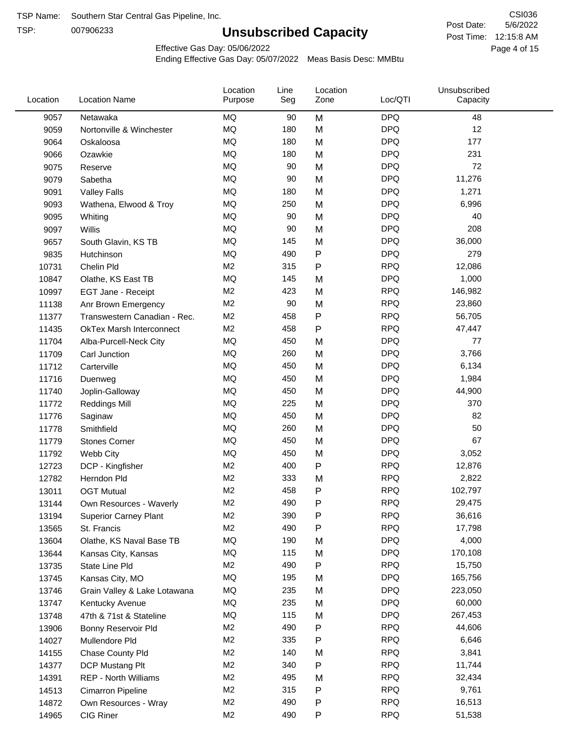TSP Name: Southern Star Central Gas Pipeline, Inc.

TSP: 007906233

# Unsubscribed Capacity

CSI036

Post Date: 5/6/2022

Post Time: 12:15:8 AM

Effective Gas Day: 05/06/2022

Ending Effective Gas Day: 05/07/2022 Meas Basis Desc: MMBtu

| Location | Location Name | Location Purpose | Line Seg | Location Zone | Loc/QTI | Unsubscribed Capacity |
|---|---|---|---|---|---|---|
| 9057 | Netawaka | MQ | 90 | M | DPQ | 48 |
| 9059 | Nortonville & Winchester | MQ | 180 | M | DPQ | 12 |
| 9064 | Oskaloosa | MQ | 180 | M | DPQ | 177 |
| 9066 | Ozawkie | MQ | 180 | M | DPQ | 231 |
| 9075 | Reserve | MQ | 90 | M | DPQ | 72 |
| 9079 | Sabetha | MQ | 90 | M | DPQ | 11,276 |
| 9091 | Valley Falls | MQ | 180 | M | DPQ | 1,271 |
| 9093 | Wathena, Elwood & Troy | MQ | 250 | M | DPQ | 6,996 |
| 9095 | Whiting | MQ | 90 | M | DPQ | 40 |
| 9097 | Willis | MQ | 90 | M | DPQ | 208 |
| 9657 | South Glavin, KS TB | MQ | 145 | M | DPQ | 36,000 |
| 9835 | Hutchinson | MQ | 490 | P | DPQ | 279 |
| 10731 | Chelin Pld | M2 | 315 | P | RPQ | 12,086 |
| 10847 | Olathe, KS East TB | MQ | 145 | M | DPQ | 1,000 |
| 10997 | EGT Jane - Receipt | M2 | 423 | M | RPQ | 146,982 |
| 11138 | Anr Brown Emergency | M2 | 90 | M | RPQ | 23,860 |
| 11377 | Transwestern Canadian - Rec. | M2 | 458 | P | RPQ | 56,705 |
| 11435 | OkTex Marsh Interconnect | M2 | 458 | P | RPQ | 47,447 |
| 11704 | Alba-Purcell-Neck City | MQ | 450 | M | DPQ | 77 |
| 11709 | Carl Junction | MQ | 260 | M | DPQ | 3,766 |
| 11712 | Carterville | MQ | 450 | M | DPQ | 6,134 |
| 11716 | Duenweg | MQ | 450 | M | DPQ | 1,984 |
| 11740 | Joplin-Galloway | MQ | 450 | M | DPQ | 44,900 |
| 11772 | Reddings Mill | MQ | 225 | M | DPQ | 370 |
| 11776 | Saginaw | MQ | 450 | M | DPQ | 82 |
| 11778 | Smithfield | MQ | 260 | M | DPQ | 50 |
| 11779 | Stones Corner | MQ | 450 | M | DPQ | 67 |
| 11792 | Webb City | MQ | 450 | M | DPQ | 3,052 |
| 12723 | DCP - Kingfisher | M2 | 400 | P | RPQ | 12,876 |
| 12782 | Herndon Pld | M2 | 333 | M | RPQ | 2,822 |
| 13011 | OGT Mutual | M2 | 458 | P | RPQ | 102,797 |
| 13144 | Own Resources - Waverly | M2 | 490 | P | RPQ | 29,475 |
| 13194 | Superior Carney Plant | M2 | 390 | P | RPQ | 36,616 |
| 13565 | St. Francis | M2 | 490 | P | RPQ | 17,798 |
| 13604 | Olathe, KS Naval Base TB | MQ | 190 | M | DPQ | 4,000 |
| 13644 | Kansas City, Kansas | MQ | 115 | M | DPQ | 170,108 |
| 13735 | State Line Pld | M2 | 490 | P | RPQ | 15,750 |
| 13745 | Kansas City, MO | MQ | 195 | M | DPQ | 165,756 |
| 13746 | Grain Valley & Lake Lotawana | MQ | 235 | M | DPQ | 223,050 |
| 13747 | Kentucky Avenue | MQ | 235 | M | DPQ | 60,000 |
| 13748 | 47th & 71st & Stateline | MQ | 115 | M | DPQ | 267,453 |
| 13906 | Bonny Reservoir Pld | M2 | 490 | P | RPQ | 44,606 |
| 14027 | Mullendore Pld | M2 | 335 | P | RPQ | 6,646 |
| 14155 | Chase County Pld | M2 | 140 | M | RPQ | 3,841 |
| 14377 | DCP Mustang Plt | M2 | 340 | P | RPQ | 11,744 |
| 14391 | REP - North Williams | M2 | 495 | M | RPQ | 32,434 |
| 14513 | Cimarron Pipeline | M2 | 315 | P | RPQ | 9,761 |
| 14872 | Own Resources - Wray | M2 | 490 | P | RPQ | 16,513 |
| 14965 | CIG Riner | M2 | 490 | P | RPQ | 51,538 |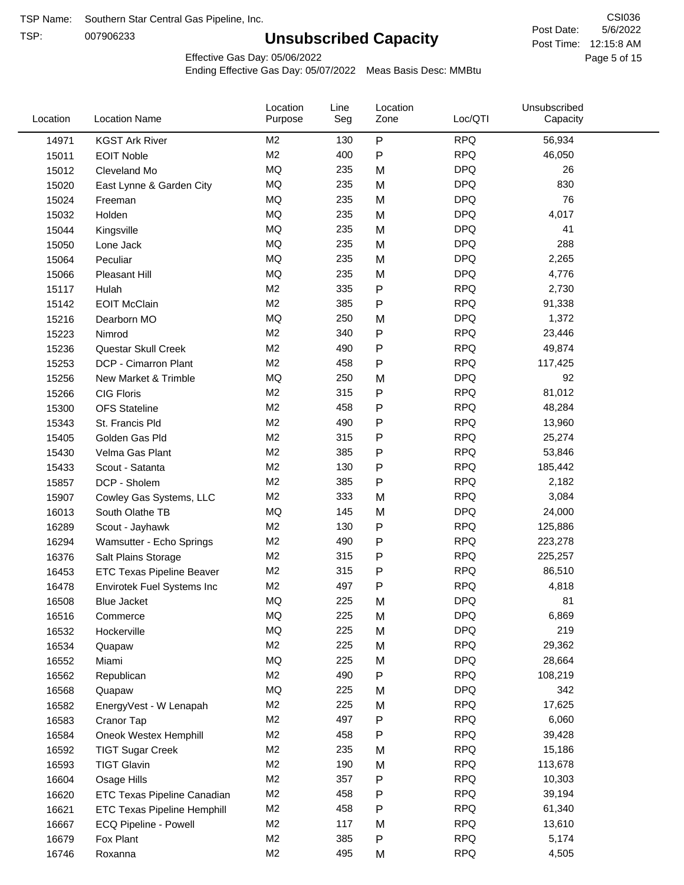TSP Name: Southern Star Central Gas Pipeline, Inc.

TSP: 007906233

# Unsubscribed Capacity

CSI036

Post Date: 5/6/2022

Post Time: 12:15:8 AM

Effective Gas Day: 05/06/2022

Ending Effective Gas Day: 05/07/2022 Meas Basis Desc: MMBtu

| Location | Location Name | Location Purpose | Line Seg | Location Zone | Loc/QTI | Unsubscribed Capacity |
|---|---|---|---|---|---|---|
| 14971 | KGST Ark River | M2 | 130 | P | RPQ | 56,934 |
| 15011 | EOIT Noble | M2 | 400 | P | RPQ | 46,050 |
| 15012 | Cleveland Mo | MQ | 235 | M | DPQ | 26 |
| 15020 | East Lynne & Garden City | MQ | 235 | M | DPQ | 830 |
| 15024 | Freeman | MQ | 235 | M | DPQ | 76 |
| 15032 | Holden | MQ | 235 | M | DPQ | 4,017 |
| 15044 | Kingsville | MQ | 235 | M | DPQ | 41 |
| 15050 | Lone Jack | MQ | 235 | M | DPQ | 288 |
| 15064 | Peculiar | MQ | 235 | M | DPQ | 2,265 |
| 15066 | Pleasant Hill | MQ | 235 | M | DPQ | 4,776 |
| 15117 | Hulah | M2 | 335 | P | RPQ | 2,730 |
| 15142 | EOIT McClain | M2 | 385 | P | RPQ | 91,338 |
| 15216 | Dearborn MO | MQ | 250 | M | DPQ | 1,372 |
| 15223 | Nimrod | M2 | 340 | P | RPQ | 23,446 |
| 15236 | Questar Skull Creek | M2 | 490 | P | RPQ | 49,874 |
| 15253 | DCP - Cimarron Plant | M2 | 458 | P | RPQ | 117,425 |
| 15256 | New Market & Trimble | MQ | 250 | M | DPQ | 92 |
| 15266 | CIG Floris | M2 | 315 | P | RPQ | 81,012 |
| 15300 | OFS Stateline | M2 | 458 | P | RPQ | 48,284 |
| 15343 | St. Francis Pld | M2 | 490 | P | RPQ | 13,960 |
| 15405 | Golden Gas Pld | M2 | 315 | P | RPQ | 25,274 |
| 15430 | Velma Gas Plant | M2 | 385 | P | RPQ | 53,846 |
| 15433 | Scout - Satanta | M2 | 130 | P | RPQ | 185,442 |
| 15857 | DCP - Sholem | M2 | 385 | P | RPQ | 2,182 |
| 15907 | Cowley Gas Systems, LLC | M2 | 333 | M | RPQ | 3,084 |
| 16013 | South Olathe TB | MQ | 145 | M | DPQ | 24,000 |
| 16289 | Scout - Jayhawk | M2 | 130 | P | RPQ | 125,886 |
| 16294 | Wamsutter - Echo Springs | M2 | 490 | P | RPQ | 223,278 |
| 16376 | Salt Plains Storage | M2 | 315 | P | RPQ | 225,257 |
| 16453 | ETC Texas Pipeline Beaver | M2 | 315 | P | RPQ | 86,510 |
| 16478 | Envirotek Fuel Systems Inc | M2 | 497 | P | RPQ | 4,818 |
| 16508 | Blue Jacket | MQ | 225 | M | DPQ | 81 |
| 16516 | Commerce | MQ | 225 | M | DPQ | 6,869 |
| 16532 | Hockerville | MQ | 225 | M | DPQ | 219 |
| 16534 | Quapaw | M2 | 225 | M | RPQ | 29,362 |
| 16552 | Miami | MQ | 225 | M | DPQ | 28,664 |
| 16562 | Republican | M2 | 490 | P | RPQ | 108,219 |
| 16568 | Quapaw | MQ | 225 | M | DPQ | 342 |
| 16582 | EnergyVest - W Lenapah | M2 | 225 | M | RPQ | 17,625 |
| 16583 | Cranor Tap | M2 | 497 | P | RPQ | 6,060 |
| 16584 | Oneok Westex Hemphill | M2 | 458 | P | RPQ | 39,428 |
| 16592 | TIGT Sugar Creek | M2 | 235 | M | RPQ | 15,186 |
| 16593 | TIGT Glavin | M2 | 190 | M | RPQ | 113,678 |
| 16604 | Osage Hills | M2 | 357 | P | RPQ | 10,303 |
| 16620 | ETC Texas Pipeline Canadian | M2 | 458 | P | RPQ | 39,194 |
| 16621 | ETC Texas Pipeline Hemphill | M2 | 458 | P | RPQ | 61,340 |
| 16667 | ECQ Pipeline - Powell | M2 | 117 | M | RPQ | 13,610 |
| 16679 | Fox Plant | M2 | 385 | P | RPQ | 5,174 |
| 16746 | Roxanna | M2 | 495 | M | RPQ | 4,505 |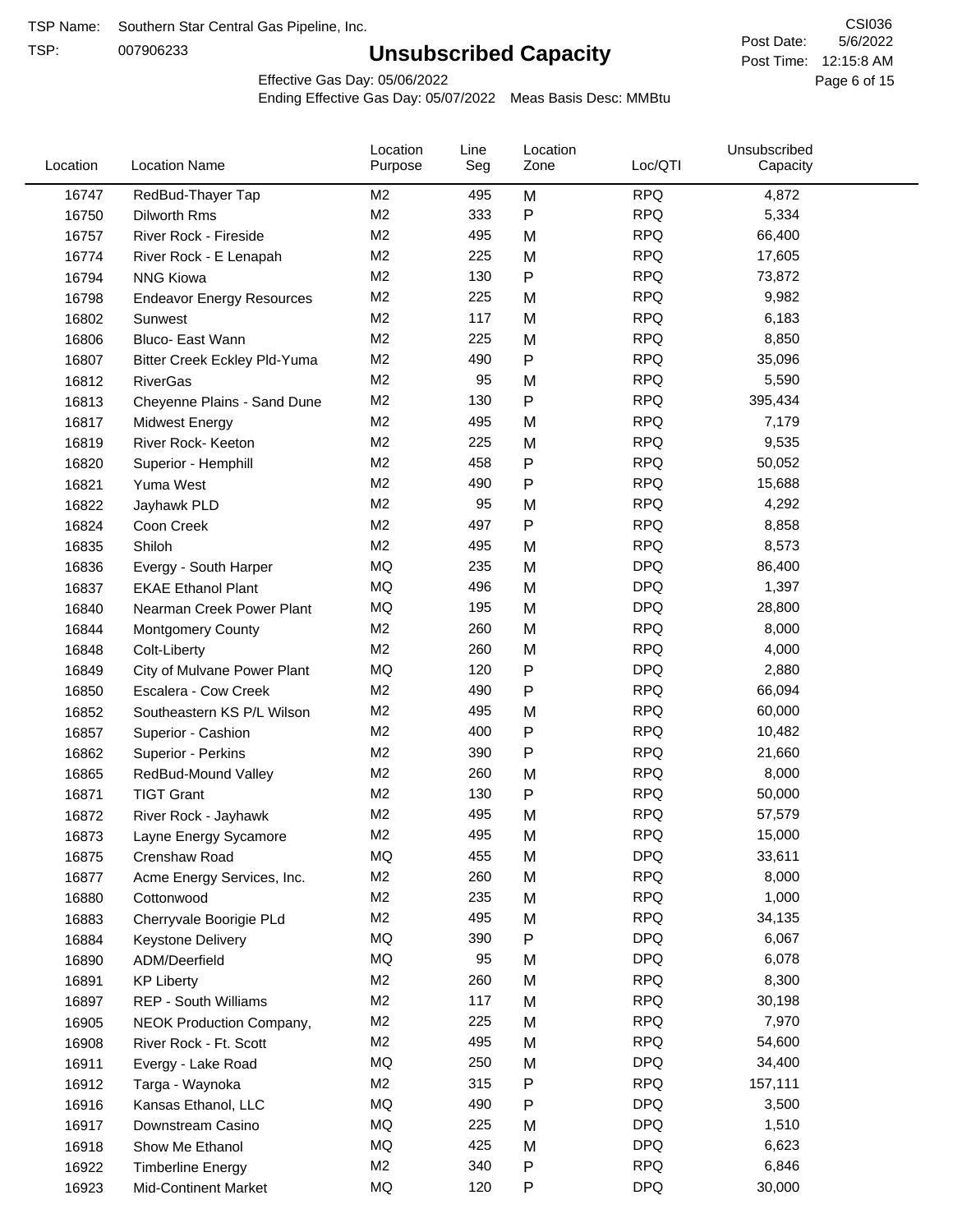TSP Name: Southern Star Central Gas Pipeline, Inc.

TSP: 007906233

# Unsubscribed Capacity

CSI036

Post Date: 5/6/2022

Post Time: 12:15:8 AM

Effective Gas Day: 05/06/2022

Ending Effective Gas Day: 05/07/2022 Meas Basis Desc: MMBtu

| Location | Location Name | Location Purpose | Line Seg | Location Zone | Loc/QTI | Unsubscribed Capacity |
|---|---|---|---|---|---|---|
| 16747 | RedBud-Thayer Tap | M2 | 495 | M | RPQ | 4,872 |
| 16750 | Dilworth Rms | M2 | 333 | P | RPQ | 5,334 |
| 16757 | River Rock - Fireside | M2 | 495 | M | RPQ | 66,400 |
| 16774 | River Rock - E Lenapah | M2 | 225 | M | RPQ | 17,605 |
| 16794 | NNG Kiowa | M2 | 130 | P | RPQ | 73,872 |
| 16798 | Endeavor Energy Resources | M2 | 225 | M | RPQ | 9,982 |
| 16802 | Sunwest | M2 | 117 | M | RPQ | 6,183 |
| 16806 | Bluco- East Wann | M2 | 225 | M | RPQ | 8,850 |
| 16807 | Bitter Creek Eckley Pld-Yuma | M2 | 490 | P | RPQ | 35,096 |
| 16812 | RiverGas | M2 | 95 | M | RPQ | 5,590 |
| 16813 | Cheyenne Plains - Sand Dune | M2 | 130 | P | RPQ | 395,434 |
| 16817 | Midwest Energy | M2 | 495 | M | RPQ | 7,179 |
| 16819 | River Rock- Keeton | M2 | 225 | M | RPQ | 9,535 |
| 16820 | Superior - Hemphill | M2 | 458 | P | RPQ | 50,052 |
| 16821 | Yuma West | M2 | 490 | P | RPQ | 15,688 |
| 16822 | Jayhawk PLD | M2 | 95 | M | RPQ | 4,292 |
| 16824 | Coon Creek | M2 | 497 | P | RPQ | 8,858 |
| 16835 | Shiloh | M2 | 495 | M | RPQ | 8,573 |
| 16836 | Evergy - South Harper | MQ | 235 | M | DPQ | 86,400 |
| 16837 | EKAE Ethanol Plant | MQ | 496 | M | DPQ | 1,397 |
| 16840 | Nearman Creek Power Plant | MQ | 195 | M | DPQ | 28,800 |
| 16844 | Montgomery County | M2 | 260 | M | RPQ | 8,000 |
| 16848 | Colt-Liberty | M2 | 260 | M | RPQ | 4,000 |
| 16849 | City of Mulvane Power Plant | MQ | 120 | P | DPQ | 2,880 |
| 16850 | Escalera - Cow Creek | M2 | 490 | P | RPQ | 66,094 |
| 16852 | Southeastern KS P/L Wilson | M2 | 495 | M | RPQ | 60,000 |
| 16857 | Superior - Cashion | M2 | 400 | P | RPQ | 10,482 |
| 16862 | Superior - Perkins | M2 | 390 | P | RPQ | 21,660 |
| 16865 | RedBud-Mound Valley | M2 | 260 | M | RPQ | 8,000 |
| 16871 | TIGT Grant | M2 | 130 | P | RPQ | 50,000 |
| 16872 | River Rock - Jayhawk | M2 | 495 | M | RPQ | 57,579 |
| 16873 | Layne Energy Sycamore | M2 | 495 | M | RPQ | 15,000 |
| 16875 | Crenshaw Road | MQ | 455 | M | DPQ | 33,611 |
| 16877 | Acme Energy Services, Inc. | M2 | 260 | M | RPQ | 8,000 |
| 16880 | Cottonwood | M2 | 235 | M | RPQ | 1,000 |
| 16883 | Cherryvale Boorigie PLd | M2 | 495 | M | RPQ | 34,135 |
| 16884 | Keystone Delivery | MQ | 390 | P | DPQ | 6,067 |
| 16890 | ADM/Deerfield | MQ | 95 | M | DPQ | 6,078 |
| 16891 | KP Liberty | M2 | 260 | M | RPQ | 8,300 |
| 16897 | REP - South Williams | M2 | 117 | M | RPQ | 30,198 |
| 16905 | NEOK Production Company, | M2 | 225 | M | RPQ | 7,970 |
| 16908 | River Rock - Ft. Scott | M2 | 495 | M | RPQ | 54,600 |
| 16911 | Evergy - Lake Road | MQ | 250 | M | DPQ | 34,400 |
| 16912 | Targa - Waynoka | M2 | 315 | P | RPQ | 157,111 |
| 16916 | Kansas Ethanol, LLC | MQ | 490 | P | DPQ | 3,500 |
| 16917 | Downstream Casino | MQ | 225 | M | DPQ | 1,510 |
| 16918 | Show Me Ethanol | MQ | 425 | M | DPQ | 6,623 |
| 16922 | Timberline Energy | M2 | 340 | P | RPQ | 6,846 |
| 16923 | Mid-Continent Market | MQ | 120 | P | DPQ | 30,000 |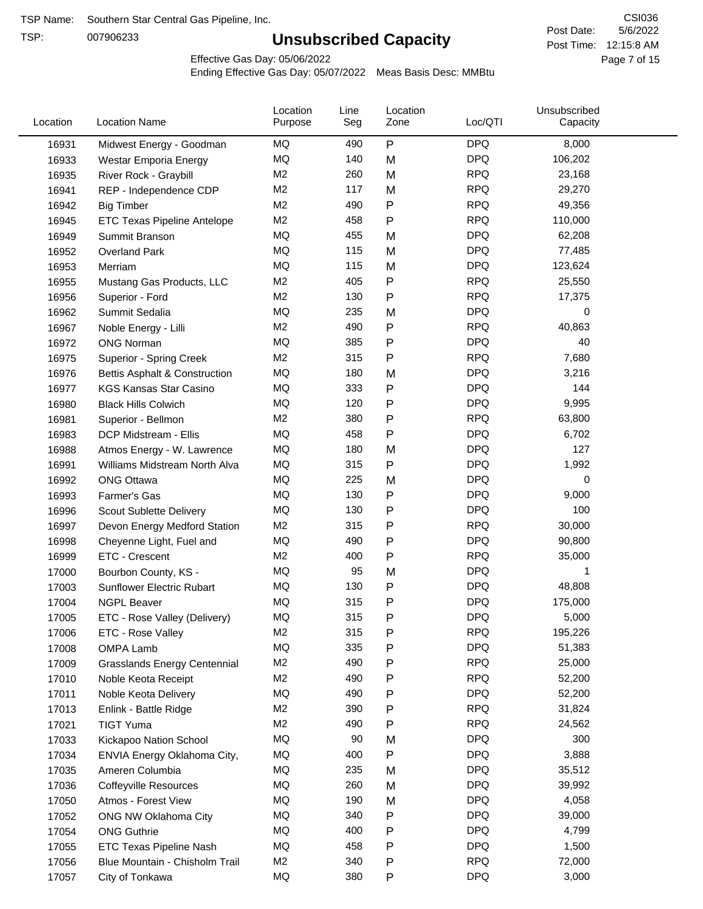TSP Name: Southern Star Central Gas Pipeline, Inc.

TSP: 007906233

# Unsubscribed Capacity

CSI036

Post Date: 5/6/2022

Post Time: 12:15:8 AM

Effective Gas Day: 05/06/2022

Ending Effective Gas Day: 05/07/2022 Meas Basis Desc: MMBtu

| Location | Location Name | Location Purpose | Line Seg | Location Zone | Loc/QTI | Unsubscribed Capacity |
|---|---|---|---|---|---|---|
| 16931 | Midwest Energy - Goodman | MQ | 490 | P | DPQ | 8,000 |
| 16933 | Westar Emporia Energy | MQ | 140 | M | DPQ | 106,202 |
| 16935 | River Rock - Graybill | M2 | 260 | M | RPQ | 23,168 |
| 16941 | REP - Independence CDP | M2 | 117 | M | RPQ | 29,270 |
| 16942 | Big Timber | M2 | 490 | P | RPQ | 49,356 |
| 16945 | ETC Texas Pipeline Antelope | M2 | 458 | P | RPQ | 110,000 |
| 16949 | Summit Branson | MQ | 455 | M | DPQ | 62,208 |
| 16952 | Overland Park | MQ | 115 | M | DPQ | 77,485 |
| 16953 | Merriam | MQ | 115 | M | DPQ | 123,624 |
| 16955 | Mustang Gas Products, LLC | M2 | 405 | P | RPQ | 25,550 |
| 16956 | Superior - Ford | M2 | 130 | P | RPQ | 17,375 |
| 16962 | Summit Sedalia | MQ | 235 | M | DPQ | 0 |
| 16967 | Noble Energy - Lilli | M2 | 490 | P | RPQ | 40,863 |
| 16972 | ONG Norman | MQ | 385 | P | DPQ | 40 |
| 16975 | Superior - Spring Creek | M2 | 315 | P | RPQ | 7,680 |
| 16976 | Bettis Asphalt & Construction | MQ | 180 | M | DPQ | 3,216 |
| 16977 | KGS Kansas Star Casino | MQ | 333 | P | DPQ | 144 |
| 16980 | Black Hills Colwich | MQ | 120 | P | DPQ | 9,995 |
| 16981 | Superior - Bellmon | M2 | 380 | P | RPQ | 63,800 |
| 16983 | DCP Midstream - Ellis | MQ | 458 | P | DPQ | 6,702 |
| 16988 | Atmos Energy - W. Lawrence | MQ | 180 | M | DPQ | 127 |
| 16991 | Williams Midstream North Alva | MQ | 315 | P | DPQ | 1,992 |
| 16992 | ONG Ottawa | MQ | 225 | M | DPQ | 0 |
| 16993 | Farmer's Gas | MQ | 130 | P | DPQ | 9,000 |
| 16996 | Scout Sublette Delivery | MQ | 130 | P | DPQ | 100 |
| 16997 | Devon Energy Medford Station | M2 | 315 | P | RPQ | 30,000 |
| 16998 | Cheyenne Light, Fuel and | MQ | 490 | P | DPQ | 90,800 |
| 16999 | ETC - Crescent | M2 | 400 | P | RPQ | 35,000 |
| 17000 | Bourbon County, KS - | MQ | 95 | M | DPQ | 1 |
| 17003 | Sunflower Electric Rubart | MQ | 130 | P | DPQ | 48,808 |
| 17004 | NGPL Beaver | MQ | 315 | P | DPQ | 175,000 |
| 17005 | ETC - Rose Valley (Delivery) | MQ | 315 | P | DPQ | 5,000 |
| 17006 | ETC - Rose Valley | M2 | 315 | P | RPQ | 195,226 |
| 17008 | OMPA Lamb | MQ | 335 | P | DPQ | 51,383 |
| 17009 | Grasslands Energy Centennial | M2 | 490 | P | RPQ | 25,000 |
| 17010 | Noble Keota Receipt | M2 | 490 | P | RPQ | 52,200 |
| 17011 | Noble Keota Delivery | MQ | 490 | P | DPQ | 52,200 |
| 17013 | Enlink - Battle Ridge | M2 | 390 | P | RPQ | 31,824 |
| 17021 | TIGT Yuma | M2 | 490 | P | RPQ | 24,562 |
| 17033 | Kickapoo Nation School | MQ | 90 | M | DPQ | 300 |
| 17034 | ENVIA Energy Oklahoma City, | MQ | 400 | P | DPQ | 3,888 |
| 17035 | Ameren Columbia | MQ | 235 | M | DPQ | 35,512 |
| 17036 | Coffeyville Resources | MQ | 260 | M | DPQ | 39,992 |
| 17050 | Atmos - Forest View | MQ | 190 | M | DPQ | 4,058 |
| 17052 | ONG NW Oklahoma City | MQ | 340 | P | DPQ | 39,000 |
| 17054 | ONG Guthrie | MQ | 400 | P | DPQ | 4,799 |
| 17055 | ETC Texas Pipeline Nash | MQ | 458 | P | DPQ | 1,500 |
| 17056 | Blue Mountain - Chisholm Trail | M2 | 340 | P | RPQ | 72,000 |
| 17057 | City of Tonkawa | MQ | 380 | P | DPQ | 3,000 |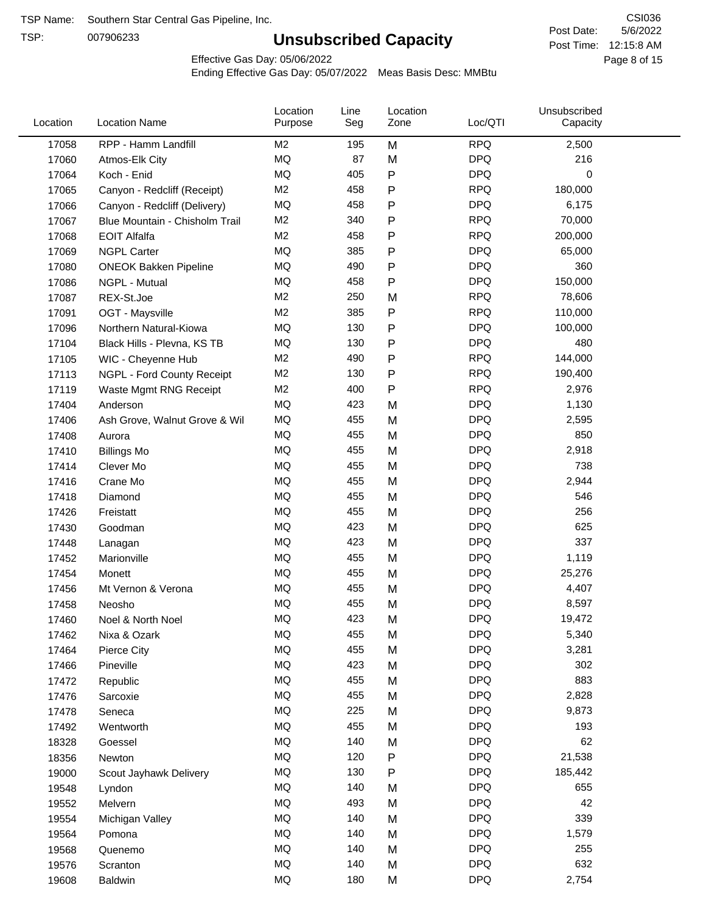TSP Name: Southern Star Central Gas Pipeline, Inc.
TSP: 007906233

# Unsubscribed Capacity

CSI036
Post Date: 5/6/2022
Post Time: 12:15:8 AM

Effective Gas Day: 05/06/2022
Ending Effective Gas Day: 05/07/2022 Meas Basis Desc: MMBtu

| Location | Location Name | Location Purpose | Line Seg | Location Zone | Loc/QTI | Unsubscribed Capacity |
|---|---|---|---|---|---|---|
| 17058 | RPP - Hamm Landfill | M2 | 195 | M | RPQ | 2,500 |
| 17060 | Atmos-Elk City | MQ | 87 | M | DPQ | 216 |
| 17064 | Koch - Enid | MQ | 405 | P | DPQ | 0 |
| 17065 | Canyon - Redcliff (Receipt) | M2 | 458 | P | RPQ | 180,000 |
| 17066 | Canyon - Redcliff (Delivery) | MQ | 458 | P | DPQ | 6,175 |
| 17067 | Blue Mountain - Chisholm Trail | M2 | 340 | P | RPQ | 70,000 |
| 17068 | EOIT Alfalfa | M2 | 458 | P | RPQ | 200,000 |
| 17069 | NGPL Carter | MQ | 385 | P | DPQ | 65,000 |
| 17080 | ONEOK Bakken Pipeline | MQ | 490 | P | DPQ | 360 |
| 17086 | NGPL - Mutual | MQ | 458 | P | DPQ | 150,000 |
| 17087 | REX-St.Joe | M2 | 250 | M | RPQ | 78,606 |
| 17091 | OGT - Maysville | M2 | 385 | P | RPQ | 110,000 |
| 17096 | Northern Natural-Kiowa | MQ | 130 | P | DPQ | 100,000 |
| 17104 | Black Hills - Plevna, KS TB | MQ | 130 | P | DPQ | 480 |
| 17105 | WIC - Cheyenne Hub | M2 | 490 | P | RPQ | 144,000 |
| 17113 | NGPL - Ford County Receipt | M2 | 130 | P | RPQ | 190,400 |
| 17119 | Waste Mgmt RNG Receipt | M2 | 400 | P | RPQ | 2,976 |
| 17404 | Anderson | MQ | 423 | M | DPQ | 1,130 |
| 17406 | Ash Grove, Walnut Grove & Wil | MQ | 455 | M | DPQ | 2,595 |
| 17408 | Aurora | MQ | 455 | M | DPQ | 850 |
| 17410 | Billings Mo | MQ | 455 | M | DPQ | 2,918 |
| 17414 | Clever Mo | MQ | 455 | M | DPQ | 738 |
| 17416 | Crane Mo | MQ | 455 | M | DPQ | 2,944 |
| 17418 | Diamond | MQ | 455 | M | DPQ | 546 |
| 17426 | Freistatt | MQ | 455 | M | DPQ | 256 |
| 17430 | Goodman | MQ | 423 | M | DPQ | 625 |
| 17448 | Lanagan | MQ | 423 | M | DPQ | 337 |
| 17452 | Marionville | MQ | 455 | M | DPQ | 1,119 |
| 17454 | Monett | MQ | 455 | M | DPQ | 25,276 |
| 17456 | Mt Vernon & Verona | MQ | 455 | M | DPQ | 4,407 |
| 17458 | Neosho | MQ | 455 | M | DPQ | 8,597 |
| 17460 | Noel & North Noel | MQ | 423 | M | DPQ | 19,472 |
| 17462 | Nixa & Ozark | MQ | 455 | M | DPQ | 5,340 |
| 17464 | Pierce City | MQ | 455 | M | DPQ | 3,281 |
| 17466 | Pineville | MQ | 423 | M | DPQ | 302 |
| 17472 | Republic | MQ | 455 | M | DPQ | 883 |
| 17476 | Sarcoxie | MQ | 455 | M | DPQ | 2,828 |
| 17478 | Seneca | MQ | 225 | M | DPQ | 9,873 |
| 17492 | Wentworth | MQ | 455 | M | DPQ | 193 |
| 18328 | Goessel | MQ | 140 | M | DPQ | 62 |
| 18356 | Newton | MQ | 120 | P | DPQ | 21,538 |
| 19000 | Scout Jayhawk Delivery | MQ | 130 | P | DPQ | 185,442 |
| 19548 | Lyndon | MQ | 140 | M | DPQ | 655 |
| 19552 | Melvern | MQ | 493 | M | DPQ | 42 |
| 19554 | Michigan Valley | MQ | 140 | M | DPQ | 339 |
| 19564 | Pomona | MQ | 140 | M | DPQ | 1,579 |
| 19568 | Quenemo | MQ | 140 | M | DPQ | 255 |
| 19576 | Scranton | MQ | 140 | M | DPQ | 632 |
| 19608 | Baldwin | MQ | 180 | M | DPQ | 2,754 |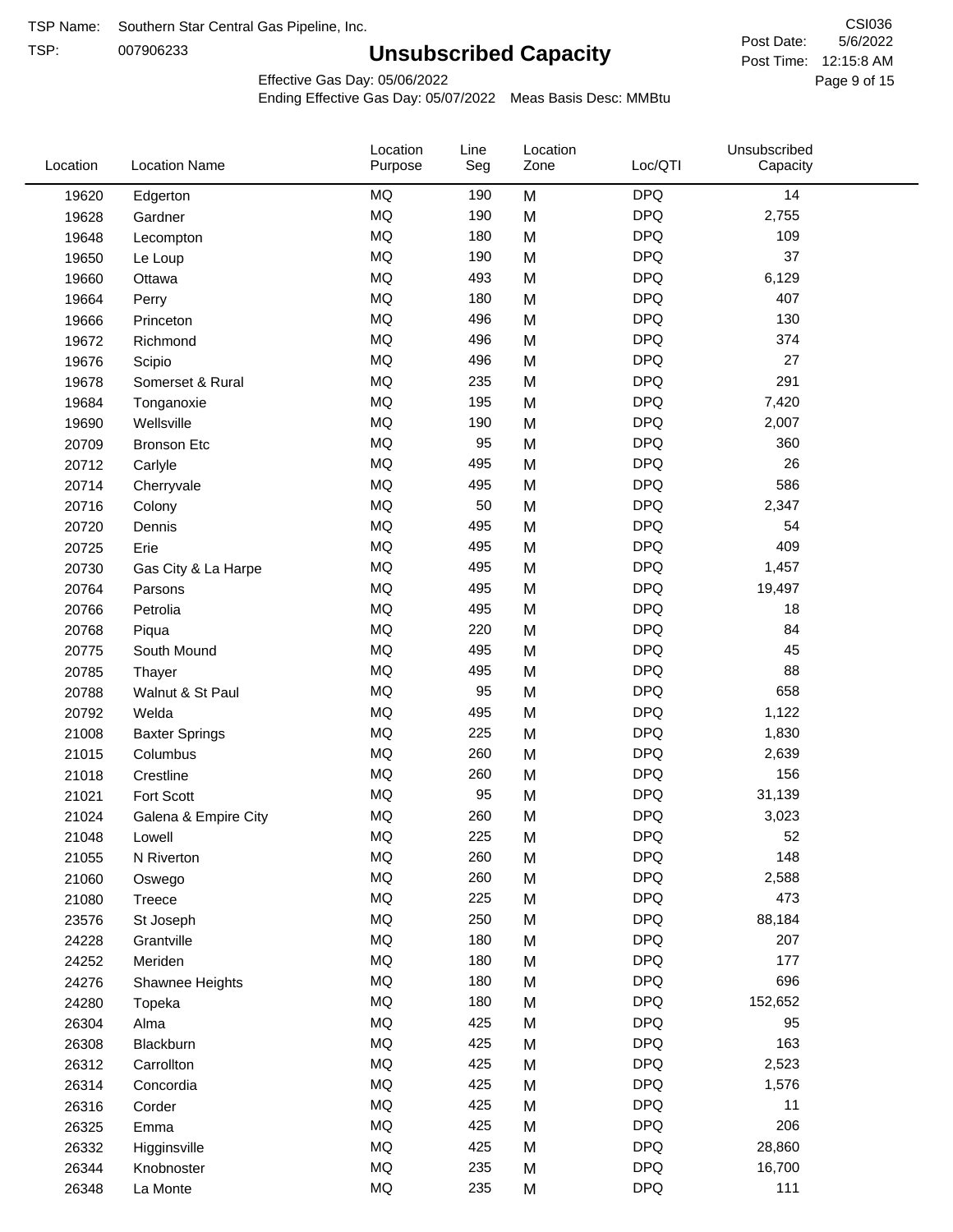TSP Name: Southern Star Central Gas Pipeline, Inc.

TSP: 007906233

# Unsubscribed Capacity

CSI036

Post Date: 5/6/2022

Post Time: 12:15:8 AM

Effective Gas Day: 05/06/2022

Ending Effective Gas Day: 05/07/2022 Meas Basis Desc: MMBtu

| Location | Location Name | Location Purpose | Line Seg | Location Zone | Loc/QTI | Unsubscribed Capacity |
|---|---|---|---|---|---|---|
| 19620 | Edgerton | MQ | 190 | M | DPQ | 14 |
| 19628 | Gardner | MQ | 190 | M | DPQ | 2,755 |
| 19648 | Lecompton | MQ | 180 | M | DPQ | 109 |
| 19650 | Le Loup | MQ | 190 | M | DPQ | 37 |
| 19660 | Ottawa | MQ | 493 | M | DPQ | 6,129 |
| 19664 | Perry | MQ | 180 | M | DPQ | 407 |
| 19666 | Princeton | MQ | 496 | M | DPQ | 130 |
| 19672 | Richmond | MQ | 496 | M | DPQ | 374 |
| 19676 | Scipio | MQ | 496 | M | DPQ | 27 |
| 19678 | Somerset & Rural | MQ | 235 | M | DPQ | 291 |
| 19684 | Tonganoxie | MQ | 195 | M | DPQ | 7,420 |
| 19690 | Wellsville | MQ | 190 | M | DPQ | 2,007 |
| 20709 | Bronson Etc | MQ | 95 | M | DPQ | 360 |
| 20712 | Carlyle | MQ | 495 | M | DPQ | 26 |
| 20714 | Cherryvale | MQ | 495 | M | DPQ | 586 |
| 20716 | Colony | MQ | 50 | M | DPQ | 2,347 |
| 20720 | Dennis | MQ | 495 | M | DPQ | 54 |
| 20725 | Erie | MQ | 495 | M | DPQ | 409 |
| 20730 | Gas City & La Harpe | MQ | 495 | M | DPQ | 1,457 |
| 20764 | Parsons | MQ | 495 | M | DPQ | 19,497 |
| 20766 | Petrolia | MQ | 495 | M | DPQ | 18 |
| 20768 | Piqua | MQ | 220 | M | DPQ | 84 |
| 20775 | South Mound | MQ | 495 | M | DPQ | 45 |
| 20785 | Thayer | MQ | 495 | M | DPQ | 88 |
| 20788 | Walnut & St Paul | MQ | 95 | M | DPQ | 658 |
| 20792 | Welda | MQ | 495 | M | DPQ | 1,122 |
| 21008 | Baxter Springs | MQ | 225 | M | DPQ | 1,830 |
| 21015 | Columbus | MQ | 260 | M | DPQ | 2,639 |
| 21018 | Crestline | MQ | 260 | M | DPQ | 156 |
| 21021 | Fort Scott | MQ | 95 | M | DPQ | 31,139 |
| 21024 | Galena & Empire City | MQ | 260 | M | DPQ | 3,023 |
| 21048 | Lowell | MQ | 225 | M | DPQ | 52 |
| 21055 | N Riverton | MQ | 260 | M | DPQ | 148 |
| 21060 | Oswego | MQ | 260 | M | DPQ | 2,588 |
| 21080 | Treece | MQ | 225 | M | DPQ | 473 |
| 23576 | St Joseph | MQ | 250 | M | DPQ | 88,184 |
| 24228 | Grantville | MQ | 180 | M | DPQ | 207 |
| 24252 | Meriden | MQ | 180 | M | DPQ | 177 |
| 24276 | Shawnee Heights | MQ | 180 | M | DPQ | 696 |
| 24280 | Topeka | MQ | 180 | M | DPQ | 152,652 |
| 26304 | Alma | MQ | 425 | M | DPQ | 95 |
| 26308 | Blackburn | MQ | 425 | M | DPQ | 163 |
| 26312 | Carrollton | MQ | 425 | M | DPQ | 2,523 |
| 26314 | Concordia | MQ | 425 | M | DPQ | 1,576 |
| 26316 | Corder | MQ | 425 | M | DPQ | 11 |
| 26325 | Emma | MQ | 425 | M | DPQ | 206 |
| 26332 | Higginsville | MQ | 425 | M | DPQ | 28,860 |
| 26344 | Knobnoster | MQ | 235 | M | DPQ | 16,700 |
| 26348 | La Monte | MQ | 235 | M | DPQ | 111 |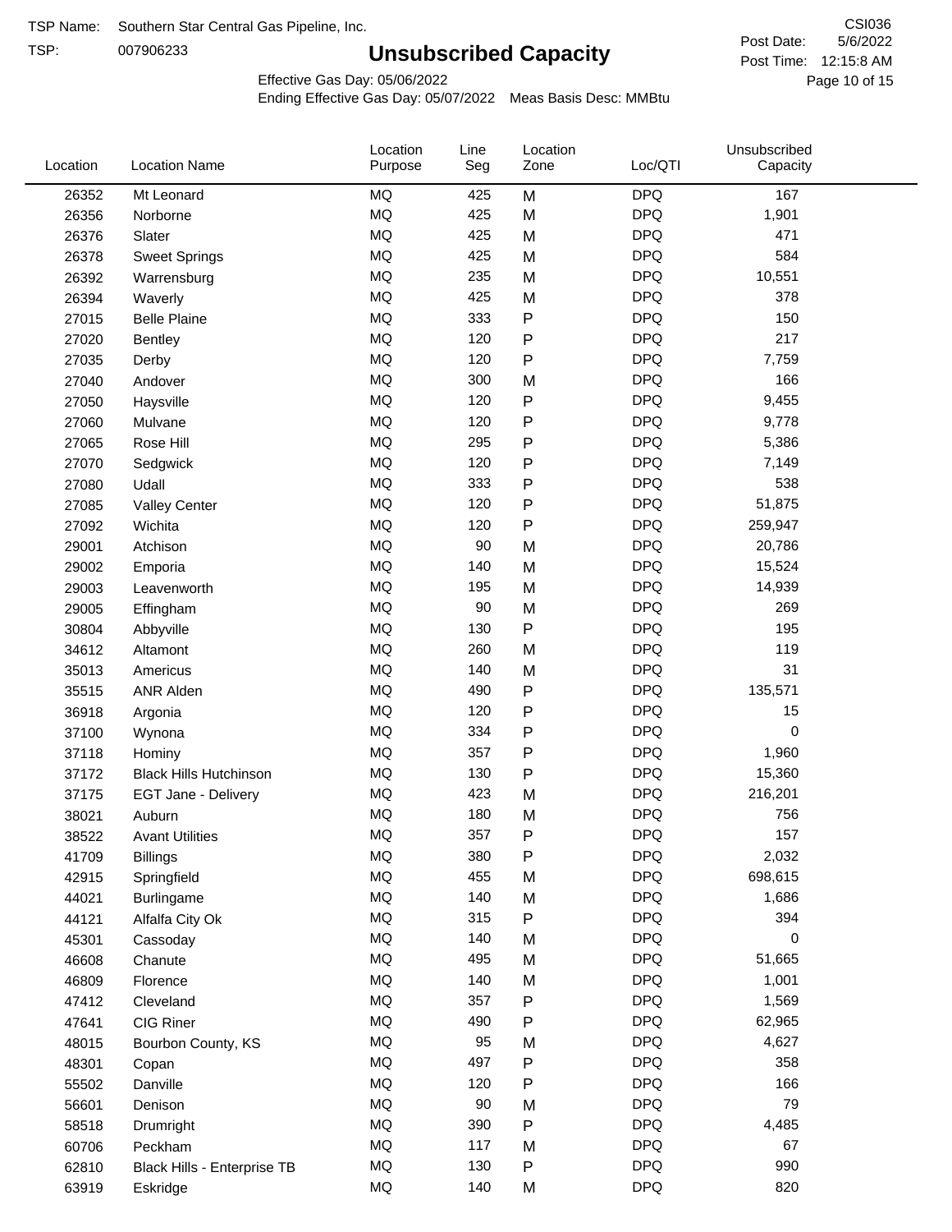TSP Name: Southern Star Central Gas Pipeline, Inc.

TSP: 007906233

# Unsubscribed Capacity

CSI036

Post Date: 5/6/2022

Post Time: 12:15:8 AM

Effective Gas Day: 05/06/2022

Ending Effective Gas Day: 05/07/2022 Meas Basis Desc: MMBtu

| Location | Location Name | Location Purpose | Line Seg | Location Zone | Loc/QTI | Unsubscribed Capacity |
|---|---|---|---|---|---|---|
| 26352 | Mt Leonard | MQ | 425 | M | DPQ | 167 |
| 26356 | Norborne | MQ | 425 | M | DPQ | 1,901 |
| 26376 | Slater | MQ | 425 | M | DPQ | 471 |
| 26378 | Sweet Springs | MQ | 425 | M | DPQ | 584 |
| 26392 | Warrensburg | MQ | 235 | M | DPQ | 10,551 |
| 26394 | Waverly | MQ | 425 | M | DPQ | 378 |
| 27015 | Belle Plaine | MQ | 333 | P | DPQ | 150 |
| 27020 | Bentley | MQ | 120 | P | DPQ | 217 |
| 27035 | Derby | MQ | 120 | P | DPQ | 7,759 |
| 27040 | Andover | MQ | 300 | M | DPQ | 166 |
| 27050 | Haysville | MQ | 120 | P | DPQ | 9,455 |
| 27060 | Mulvane | MQ | 120 | P | DPQ | 9,778 |
| 27065 | Rose Hill | MQ | 295 | P | DPQ | 5,386 |
| 27070 | Sedgwick | MQ | 120 | P | DPQ | 7,149 |
| 27080 | Udall | MQ | 333 | P | DPQ | 538 |
| 27085 | Valley Center | MQ | 120 | P | DPQ | 51,875 |
| 27092 | Wichita | MQ | 120 | P | DPQ | 259,947 |
| 29001 | Atchison | MQ | 90 | M | DPQ | 20,786 |
| 29002 | Emporia | MQ | 140 | M | DPQ | 15,524 |
| 29003 | Leavenworth | MQ | 195 | M | DPQ | 14,939 |
| 29005 | Effingham | MQ | 90 | M | DPQ | 269 |
| 30804 | Abbyville | MQ | 130 | P | DPQ | 195 |
| 34612 | Altamont | MQ | 260 | M | DPQ | 119 |
| 35013 | Americus | MQ | 140 | M | DPQ | 31 |
| 35515 | ANR Alden | MQ | 490 | P | DPQ | 135,571 |
| 36918 | Argonia | MQ | 120 | P | DPQ | 15 |
| 37100 | Wynona | MQ | 334 | P | DPQ | 0 |
| 37118 | Hominy | MQ | 357 | P | DPQ | 1,960 |
| 37172 | Black Hills Hutchinson | MQ | 130 | P | DPQ | 15,360 |
| 37175 | EGT Jane - Delivery | MQ | 423 | M | DPQ | 216,201 |
| 38021 | Auburn | MQ | 180 | M | DPQ | 756 |
| 38522 | Avant Utilities | MQ | 357 | P | DPQ | 157 |
| 41709 | Billings | MQ | 380 | P | DPQ | 2,032 |
| 42915 | Springfield | MQ | 455 | M | DPQ | 698,615 |
| 44021 | Burlingame | MQ | 140 | M | DPQ | 1,686 |
| 44121 | Alfalfa City Ok | MQ | 315 | P | DPQ | 394 |
| 45301 | Cassoday | MQ | 140 | M | DPQ | 0 |
| 46608 | Chanute | MQ | 495 | M | DPQ | 51,665 |
| 46809 | Florence | MQ | 140 | M | DPQ | 1,001 |
| 47412 | Cleveland | MQ | 357 | P | DPQ | 1,569 |
| 47641 | CIG Riner | MQ | 490 | P | DPQ | 62,965 |
| 48015 | Bourbon County, KS | MQ | 95 | M | DPQ | 4,627 |
| 48301 | Copan | MQ | 497 | P | DPQ | 358 |
| 55502 | Danville | MQ | 120 | P | DPQ | 166 |
| 56601 | Denison | MQ | 90 | M | DPQ | 79 |
| 58518 | Drumright | MQ | 390 | P | DPQ | 4,485 |
| 60706 | Peckham | MQ | 117 | M | DPQ | 67 |
| 62810 | Black Hills - Enterprise TB | MQ | 130 | P | DPQ | 990 |
| 63919 | Eskridge | MQ | 140 | M | DPQ | 820 |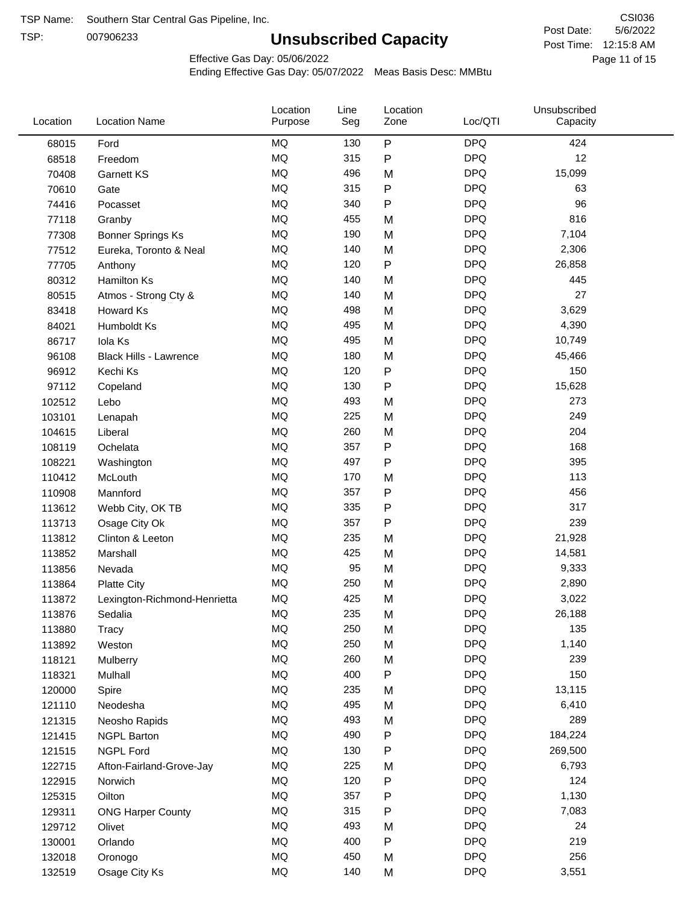TSP Name: Southern Star Central Gas Pipeline, Inc.

TSP: 007906233

# Unsubscribed Capacity

CSI036

Post Date: 5/6/2022

Post Time: 12:15:8 AM

Effective Gas Day: 05/06/2022

Ending Effective Gas Day: 05/07/2022 Meas Basis Desc: MMBtu

| Location | Location Name | Location Purpose | Line Seg | Location Zone | Loc/QTI | Unsubscribed Capacity |
|---|---|---|---|---|---|---|
| 68015 | Ford | MQ | 130 | P | DPQ | 424 |
| 68518 | Freedom | MQ | 315 | P | DPQ | 12 |
| 70408 | Garnett KS | MQ | 496 | M | DPQ | 15,099 |
| 70610 | Gate | MQ | 315 | P | DPQ | 63 |
| 74416 | Pocasset | MQ | 340 | P | DPQ | 96 |
| 77118 | Granby | MQ | 455 | M | DPQ | 816 |
| 77308 | Bonner Springs Ks | MQ | 190 | M | DPQ | 7,104 |
| 77512 | Eureka, Toronto & Neal | MQ | 140 | M | DPQ | 2,306 |
| 77705 | Anthony | MQ | 120 | P | DPQ | 26,858 |
| 80312 | Hamilton Ks | MQ | 140 | M | DPQ | 445 |
| 80515 | Atmos - Strong Cty & | MQ | 140 | M | DPQ | 27 |
| 83418 | Howard Ks | MQ | 498 | M | DPQ | 3,629 |
| 84021 | Humboldt Ks | MQ | 495 | M | DPQ | 4,390 |
| 86717 | Iola Ks | MQ | 495 | M | DPQ | 10,749 |
| 96108 | Black Hills - Lawrence | MQ | 180 | M | DPQ | 45,466 |
| 96912 | Kechi Ks | MQ | 120 | P | DPQ | 150 |
| 97112 | Copeland | MQ | 130 | P | DPQ | 15,628 |
| 102512 | Lebo | MQ | 493 | M | DPQ | 273 |
| 103101 | Lenapah | MQ | 225 | M | DPQ | 249 |
| 104615 | Liberal | MQ | 260 | M | DPQ | 204 |
| 108119 | Ochelata | MQ | 357 | P | DPQ | 168 |
| 108221 | Washington | MQ | 497 | P | DPQ | 395 |
| 110412 | McLouth | MQ | 170 | M | DPQ | 113 |
| 110908 | Mannford | MQ | 357 | P | DPQ | 456 |
| 113612 | Webb City, OK TB | MQ | 335 | P | DPQ | 317 |
| 113713 | Osage City Ok | MQ | 357 | P | DPQ | 239 |
| 113812 | Clinton & Leeton | MQ | 235 | M | DPQ | 21,928 |
| 113852 | Marshall | MQ | 425 | M | DPQ | 14,581 |
| 113856 | Nevada | MQ | 95 | M | DPQ | 9,333 |
| 113864 | Platte City | MQ | 250 | M | DPQ | 2,890 |
| 113872 | Lexington-Richmond-Henrietta | MQ | 425 | M | DPQ | 3,022 |
| 113876 | Sedalia | MQ | 235 | M | DPQ | 26,188 |
| 113880 | Tracy | MQ | 250 | M | DPQ | 135 |
| 113892 | Weston | MQ | 250 | M | DPQ | 1,140 |
| 118121 | Mulberry | MQ | 260 | M | DPQ | 239 |
| 118321 | Mulhall | MQ | 400 | P | DPQ | 150 |
| 120000 | Spire | MQ | 235 | M | DPQ | 13,115 |
| 121110 | Neodesha | MQ | 495 | M | DPQ | 6,410 |
| 121315 | Neosho Rapids | MQ | 493 | M | DPQ | 289 |
| 121415 | NGPL Barton | MQ | 490 | P | DPQ | 184,224 |
| 121515 | NGPL Ford | MQ | 130 | P | DPQ | 269,500 |
| 122715 | Afton-Fairland-Grove-Jay | MQ | 225 | M | DPQ | 6,793 |
| 122915 | Norwich | MQ | 120 | P | DPQ | 124 |
| 125315 | Oilton | MQ | 357 | P | DPQ | 1,130 |
| 129311 | ONG Harper County | MQ | 315 | P | DPQ | 7,083 |
| 129712 | Olivet | MQ | 493 | M | DPQ | 24 |
| 130001 | Orlando | MQ | 400 | P | DPQ | 219 |
| 132018 | Oronogo | MQ | 450 | M | DPQ | 256 |
| 132519 | Osage City Ks | MQ | 140 | M | DPQ | 3,551 |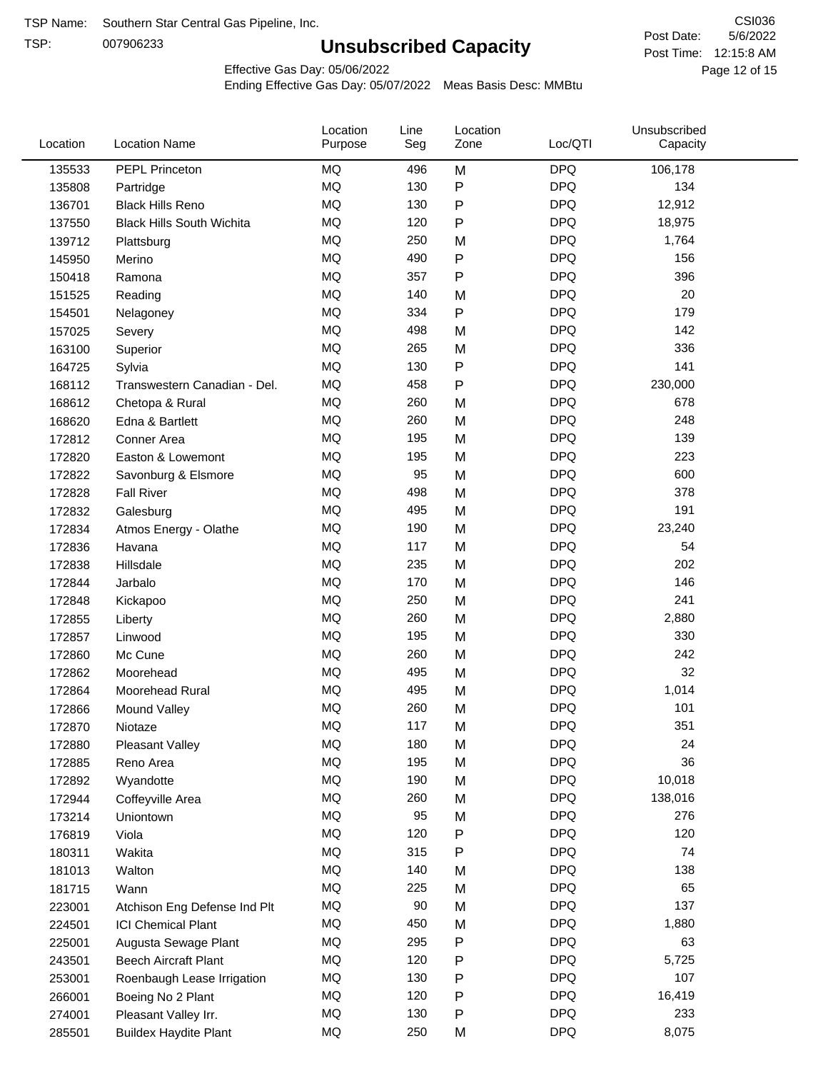TSP Name: Southern Star Central Gas Pipeline, Inc.

TSP: 007906233

# Unsubscribed Capacity

CSI036

Post Date: 5/6/2022

Post Time: 12:15:8 AM

Effective Gas Day: 05/06/2022

Ending Effective Gas Day: 05/07/2022 Meas Basis Desc: MMBtu

| Location | Location Name | Location Purpose | Line Seg | Location Zone | Loc/QTI | Unsubscribed Capacity |
|---|---|---|---|---|---|---|
| 135533 | PEPL Princeton | MQ | 496 | M | DPQ | 106,178 |
| 135808 | Partridge | MQ | 130 | P | DPQ | 134 |
| 136701 | Black Hills Reno | MQ | 130 | P | DPQ | 12,912 |
| 137550 | Black Hills South Wichita | MQ | 120 | P | DPQ | 18,975 |
| 139712 | Plattsburg | MQ | 250 | M | DPQ | 1,764 |
| 145950 | Merino | MQ | 490 | P | DPQ | 156 |
| 150418 | Ramona | MQ | 357 | P | DPQ | 396 |
| 151525 | Reading | MQ | 140 | M | DPQ | 20 |
| 154501 | Nelagoney | MQ | 334 | P | DPQ | 179 |
| 157025 | Severy | MQ | 498 | M | DPQ | 142 |
| 163100 | Superior | MQ | 265 | M | DPQ | 336 |
| 164725 | Sylvia | MQ | 130 | P | DPQ | 141 |
| 168112 | Transwestern Canadian - Del. | MQ | 458 | P | DPQ | 230,000 |
| 168612 | Chetopa & Rural | MQ | 260 | M | DPQ | 678 |
| 168620 | Edna & Bartlett | MQ | 260 | M | DPQ | 248 |
| 172812 | Conner Area | MQ | 195 | M | DPQ | 139 |
| 172820 | Easton & Lowemont | MQ | 195 | M | DPQ | 223 |
| 172822 | Savonburg & Elsmore | MQ | 95 | M | DPQ | 600 |
| 172828 | Fall River | MQ | 498 | M | DPQ | 378 |
| 172832 | Galesburg | MQ | 495 | M | DPQ | 191 |
| 172834 | Atmos Energy - Olathe | MQ | 190 | M | DPQ | 23,240 |
| 172836 | Havana | MQ | 117 | M | DPQ | 54 |
| 172838 | Hillsdale | MQ | 235 | M | DPQ | 202 |
| 172844 | Jarbalo | MQ | 170 | M | DPQ | 146 |
| 172848 | Kickapoo | MQ | 250 | M | DPQ | 241 |
| 172855 | Liberty | MQ | 260 | M | DPQ | 2,880 |
| 172857 | Linwood | MQ | 195 | M | DPQ | 330 |
| 172860 | Mc Cune | MQ | 260 | M | DPQ | 242 |
| 172862 | Moorehead | MQ | 495 | M | DPQ | 32 |
| 172864 | Moorehead Rural | MQ | 495 | M | DPQ | 1,014 |
| 172866 | Mound Valley | MQ | 260 | M | DPQ | 101 |
| 172870 | Niotaze | MQ | 117 | M | DPQ | 351 |
| 172880 | Pleasant Valley | MQ | 180 | M | DPQ | 24 |
| 172885 | Reno Area | MQ | 195 | M | DPQ | 36 |
| 172892 | Wyandotte | MQ | 190 | M | DPQ | 10,018 |
| 172944 | Coffeyville Area | MQ | 260 | M | DPQ | 138,016 |
| 173214 | Uniontown | MQ | 95 | M | DPQ | 276 |
| 176819 | Viola | MQ | 120 | P | DPQ | 120 |
| 180311 | Wakita | MQ | 315 | P | DPQ | 74 |
| 181013 | Walton | MQ | 140 | M | DPQ | 138 |
| 181715 | Wann | MQ | 225 | M | DPQ | 65 |
| 223001 | Atchison Eng Defense Ind Plt | MQ | 90 | M | DPQ | 137 |
| 224501 | ICI Chemical Plant | MQ | 450 | M | DPQ | 1,880 |
| 225001 | Augusta Sewage Plant | MQ | 295 | P | DPQ | 63 |
| 243501 | Beech Aircraft Plant | MQ | 120 | P | DPQ | 5,725 |
| 253001 | Roenbaugh Lease Irrigation | MQ | 130 | P | DPQ | 107 |
| 266001 | Boeing No 2 Plant | MQ | 120 | P | DPQ | 16,419 |
| 274001 | Pleasant Valley Irr. | MQ | 130 | P | DPQ | 233 |
| 285501 | Buildex Haydite Plant | MQ | 250 | M | DPQ | 8,075 |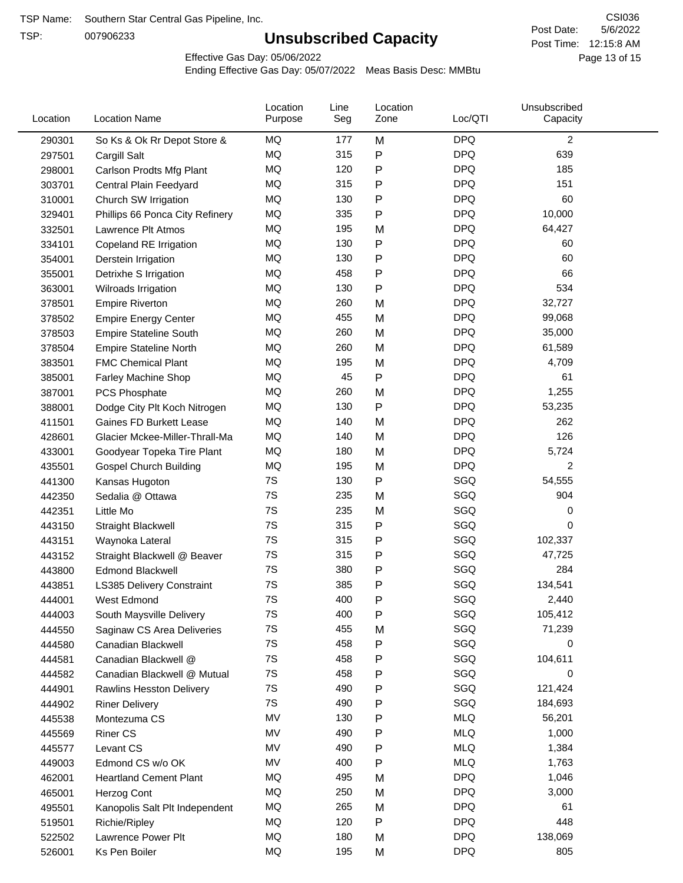TSP Name: Southern Star Central Gas Pipeline, Inc.

TSP: 007906233

# Unsubscribed Capacity

CSI036

Post Date: 5/6/2022

Post Time: 12:15:8 AM

Effective Gas Day: 05/06/2022

Ending Effective Gas Day: 05/07/2022 Meas Basis Desc: MMBtu

| Location | Location Name | Location Purpose | Line Seg | Location Zone | Loc/QTI | Unsubscribed Capacity |
|---|---|---|---|---|---|---|
| 290301 | So Ks & Ok Rr Depot Store & | MQ | 177 | M | DPQ | 2 |
| 297501 | Cargill Salt | MQ | 315 | P | DPQ | 639 |
| 298001 | Carlson Prodts Mfg Plant | MQ | 120 | P | DPQ | 185 |
| 303701 | Central Plain Feedyard | MQ | 315 | P | DPQ | 151 |
| 310001 | Church SW Irrigation | MQ | 130 | P | DPQ | 60 |
| 329401 | Phillips 66 Ponca City Refinery | MQ | 335 | P | DPQ | 10,000 |
| 332501 | Lawrence Plt Atmos | MQ | 195 | M | DPQ | 64,427 |
| 334101 | Copeland RE Irrigation | MQ | 130 | P | DPQ | 60 |
| 354001 | Derstein Irrigation | MQ | 130 | P | DPQ | 60 |
| 355001 | Detrixhe S Irrigation | MQ | 458 | P | DPQ | 66 |
| 363001 | Wilroads Irrigation | MQ | 130 | P | DPQ | 534 |
| 378501 | Empire Riverton | MQ | 260 | M | DPQ | 32,727 |
| 378502 | Empire Energy Center | MQ | 455 | M | DPQ | 99,068 |
| 378503 | Empire Stateline South | MQ | 260 | M | DPQ | 35,000 |
| 378504 | Empire Stateline North | MQ | 260 | M | DPQ | 61,589 |
| 383501 | FMC Chemical Plant | MQ | 195 | M | DPQ | 4,709 |
| 385001 | Farley Machine Shop | MQ | 45 | P | DPQ | 61 |
| 387001 | PCS Phosphate | MQ | 260 | M | DPQ | 1,255 |
| 388001 | Dodge City Plt Koch Nitrogen | MQ | 130 | P | DPQ | 53,235 |
| 411501 | Gaines FD Burkett Lease | MQ | 140 | M | DPQ | 262 |
| 428601 | Glacier Mckee-Miller-Thrall-Ma | MQ | 140 | M | DPQ | 126 |
| 433001 | Goodyear Topeka Tire Plant | MQ | 180 | M | DPQ | 5,724 |
| 435501 | Gospel Church Building | MQ | 195 | M | DPQ | 2 |
| 441300 | Kansas Hugoton | 7S | 130 | P | SGQ | 54,555 |
| 442350 | Sedalia @ Ottawa | 7S | 235 | M | SGQ | 904 |
| 442351 | Little Mo | 7S | 235 | M | SGQ | 0 |
| 443150 | Straight Blackwell | 7S | 315 | P | SGQ | 0 |
| 443151 | Waynoka Lateral | 7S | 315 | P | SGQ | 102,337 |
| 443152 | Straight Blackwell @ Beaver | 7S | 315 | P | SGQ | 47,725 |
| 443800 | Edmond Blackwell | 7S | 380 | P | SGQ | 284 |
| 443851 | LS385 Delivery Constraint | 7S | 385 | P | SGQ | 134,541 |
| 444001 | West Edmond | 7S | 400 | P | SGQ | 2,440 |
| 444003 | South Maysville Delivery | 7S | 400 | P | SGQ | 105,412 |
| 444550 | Saginaw CS Area Deliveries | 7S | 455 | M | SGQ | 71,239 |
| 444580 | Canadian Blackwell | 7S | 458 | P | SGQ | 0 |
| 444581 | Canadian Blackwell @ | 7S | 458 | P | SGQ | 104,611 |
| 444582 | Canadian Blackwell @ Mutual | 7S | 458 | P | SGQ | 0 |
| 444901 | Rawlins Hesston Delivery | 7S | 490 | P | SGQ | 121,424 |
| 444902 | Riner Delivery | 7S | 490 | P | SGQ | 184,693 |
| 445538 | Montezuma CS | MV | 130 | P | MLQ | 56,201 |
| 445569 | Riner CS | MV | 490 | P | MLQ | 1,000 |
| 445577 | Levant CS | MV | 490 | P | MLQ | 1,384 |
| 449003 | Edmond CS w/o OK | MV | 400 | P | MLQ | 1,763 |
| 462001 | Heartland Cement Plant | MQ | 495 | M | DPQ | 1,046 |
| 465001 | Herzog Cont | MQ | 250 | M | DPQ | 3,000 |
| 495501 | Kanopolis Salt Plt Independent | MQ | 265 | M | DPQ | 61 |
| 519501 | Richie/Ripley | MQ | 120 | P | DPQ | 448 |
| 522502 | Lawrence Power Plt | MQ | 180 | M | DPQ | 138,069 |
| 526001 | Ks Pen Boiler | MQ | 195 | M | DPQ | 805 |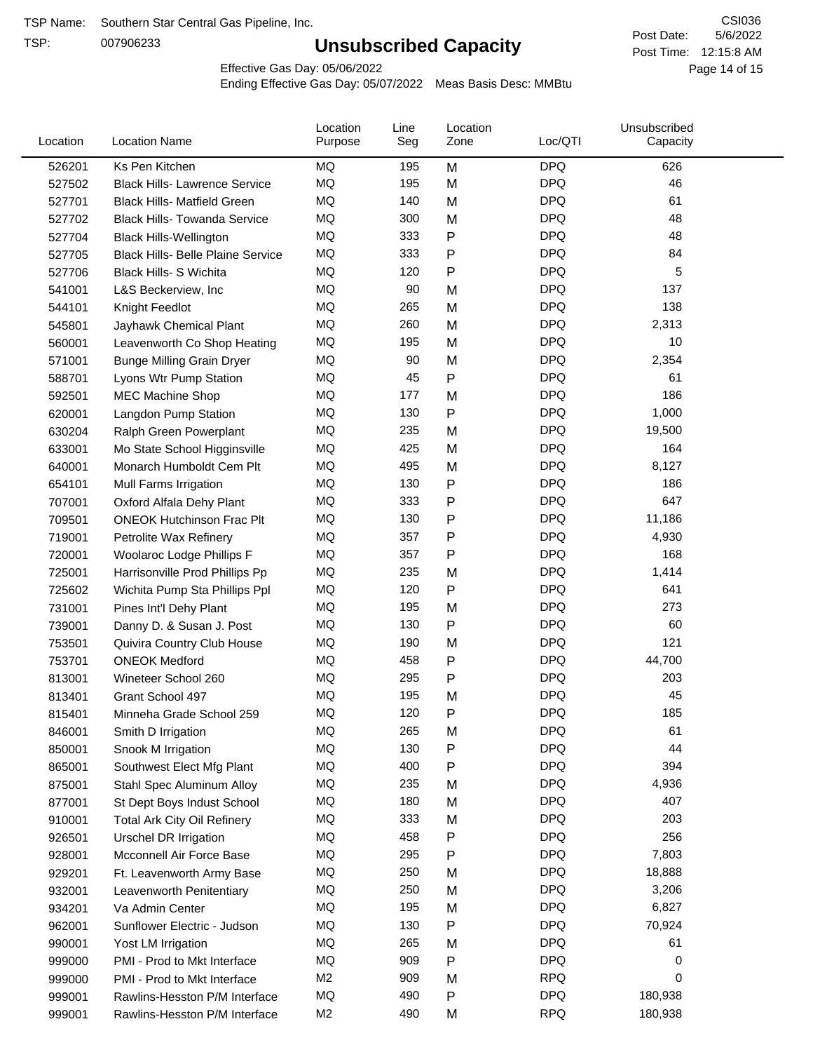TSP Name: Southern Star Central Gas Pipeline, Inc.

TSP: 007906233

# Unsubscribed Capacity

CSI036

Post Date: 5/6/2022

Post Time: 12:15:8 AM

Effective Gas Day: 05/06/2022

Ending Effective Gas Day: 05/07/2022 Meas Basis Desc: MMBtu

| Location | Location Name | Location Purpose | Line Seg | Location Zone | Loc/QTI | Unsubscribed Capacity |
|---|---|---|---|---|---|---|
| 526201 | Ks Pen Kitchen | MQ | 195 | M | DPQ | 626 |
| 527502 | Black Hills- Lawrence Service | MQ | 195 | M | DPQ | 46 |
| 527701 | Black Hills- Matfield Green | MQ | 140 | M | DPQ | 61 |
| 527702 | Black Hills- Towanda Service | MQ | 300 | M | DPQ | 48 |
| 527704 | Black Hills-Wellington | MQ | 333 | P | DPQ | 48 |
| 527705 | Black Hills- Belle Plaine Service | MQ | 333 | P | DPQ | 84 |
| 527706 | Black Hills- S Wichita | MQ | 120 | P | DPQ | 5 |
| 541001 | L&S Beckerview, Inc | MQ | 90 | M | DPQ | 137 |
| 544101 | Knight Feedlot | MQ | 265 | M | DPQ | 138 |
| 545801 | Jayhawk Chemical Plant | MQ | 260 | M | DPQ | 2,313 |
| 560001 | Leavenworth Co Shop Heating | MQ | 195 | M | DPQ | 10 |
| 571001 | Bunge Milling Grain Dryer | MQ | 90 | M | DPQ | 2,354 |
| 588701 | Lyons Wtr Pump Station | MQ | 45 | P | DPQ | 61 |
| 592501 | MEC Machine Shop | MQ | 177 | M | DPQ | 186 |
| 620001 | Langdon Pump Station | MQ | 130 | P | DPQ | 1,000 |
| 630204 | Ralph Green Powerplant | MQ | 235 | M | DPQ | 19,500 |
| 633001 | Mo State School Higginsville | MQ | 425 | M | DPQ | 164 |
| 640001 | Monarch Humboldt Cem Plt | MQ | 495 | M | DPQ | 8,127 |
| 654101 | Mull Farms Irrigation | MQ | 130 | P | DPQ | 186 |
| 707001 | Oxford Alfala Dehy Plant | MQ | 333 | P | DPQ | 647 |
| 709501 | ONEOK Hutchinson Frac Plt | MQ | 130 | P | DPQ | 11,186 |
| 719001 | Petrolite Wax Refinery | MQ | 357 | P | DPQ | 4,930 |
| 720001 | Woolaroc Lodge Phillips F | MQ | 357 | P | DPQ | 168 |
| 725001 | Harrisonville Prod Phillips Pp | MQ | 235 | M | DPQ | 1,414 |
| 725602 | Wichita Pump Sta Phillips Ppl | MQ | 120 | P | DPQ | 641 |
| 731001 | Pines Int'l Dehy Plant | MQ | 195 | M | DPQ | 273 |
| 739001 | Danny D. & Susan J. Post | MQ | 130 | P | DPQ | 60 |
| 753501 | Quivira Country Club House | MQ | 190 | M | DPQ | 121 |
| 753701 | ONEOK Medford | MQ | 458 | P | DPQ | 44,700 |
| 813001 | Wineteer School 260 | MQ | 295 | P | DPQ | 203 |
| 813401 | Grant School 497 | MQ | 195 | M | DPQ | 45 |
| 815401 | Minneha Grade School 259 | MQ | 120 | P | DPQ | 185 |
| 846001 | Smith D Irrigation | MQ | 265 | M | DPQ | 61 |
| 850001 | Snook M Irrigation | MQ | 130 | P | DPQ | 44 |
| 865001 | Southwest Elect Mfg Plant | MQ | 400 | P | DPQ | 394 |
| 875001 | Stahl Spec Aluminum Alloy | MQ | 235 | M | DPQ | 4,936 |
| 877001 | St Dept Boys Indust School | MQ | 180 | M | DPQ | 407 |
| 910001 | Total Ark City Oil Refinery | MQ | 333 | M | DPQ | 203 |
| 926501 | Urschel DR Irrigation | MQ | 458 | P | DPQ | 256 |
| 928001 | Mcconnell Air Force Base | MQ | 295 | P | DPQ | 7,803 |
| 929201 | Ft. Leavenworth Army Base | MQ | 250 | M | DPQ | 18,888 |
| 932001 | Leavenworth Penitentiary | MQ | 250 | M | DPQ | 3,206 |
| 934201 | Va Admin Center | MQ | 195 | M | DPQ | 6,827 |
| 962001 | Sunflower Electric - Judson | MQ | 130 | P | DPQ | 70,924 |
| 990001 | Yost LM Irrigation | MQ | 265 | M | DPQ | 61 |
| 999000 | PMI - Prod to Mkt Interface | MQ | 909 | P | DPQ | 0 |
| 999000 | PMI - Prod to Mkt Interface | M2 | 909 | M | RPQ | 0 |
| 999001 | Rawlins-Hesston P/M Interface | MQ | 490 | P | DPQ | 180,938 |
| 999001 | Rawlins-Hesston P/M Interface | M2 | 490 | M | RPQ | 180,938 |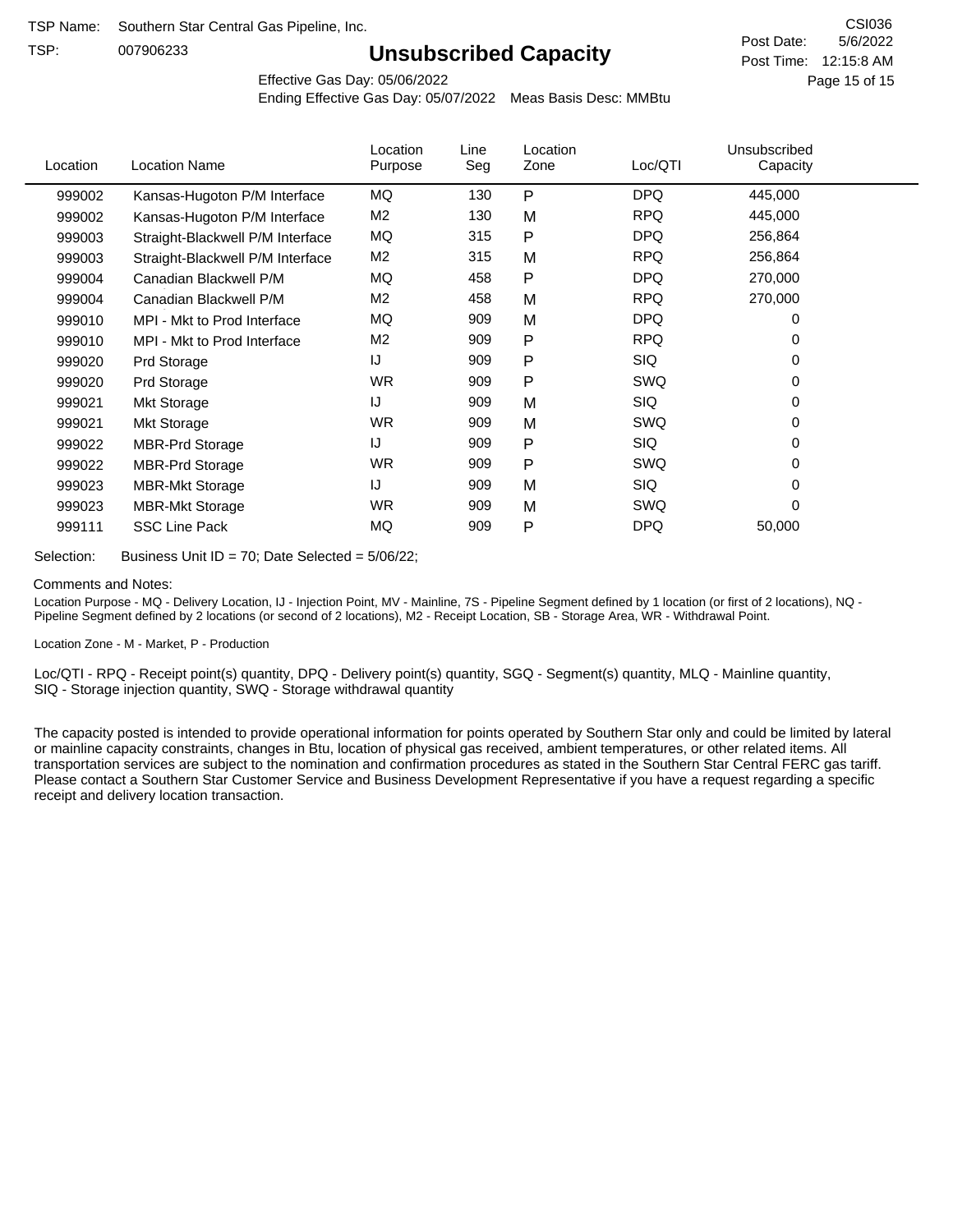TSP Name: Southern Star Central Gas Pipeline, Inc.

TSP: 007906233

# Unsubscribed Capacity

CSI036

Post Date: 5/6/2022

Post Time: 12:15:8 AM

Effective Gas Day: 05/06/2022

Ending Effective Gas Day: 05/07/2022 Meas Basis Desc: MMBtu

| Location | Location Name | Location Purpose | Line Seg | Location Zone | Loc/QTI | Unsubscribed Capacity |
|---|---|---|---|---|---|---|
| 999002 | Kansas-Hugoton P/M Interface | MQ | 130 | P | DPQ | 445,000 |
| 999002 | Kansas-Hugoton P/M Interface | M2 | 130 | M | RPQ | 445,000 |
| 999003 | Straight-Blackwell P/M Interface | MQ | 315 | P | DPQ | 256,864 |
| 999003 | Straight-Blackwell P/M Interface | M2 | 315 | M | RPQ | 256,864 |
| 999004 | Canadian Blackwell P/M | MQ | 458 | P | DPQ | 270,000 |
| 999004 | Canadian Blackwell P/M | M2 | 458 | M | RPQ | 270,000 |
| 999010 | MPI - Mkt to Prod Interface | MQ | 909 | M | DPQ | 0 |
| 999010 | MPI - Mkt to Prod Interface | M2 | 909 | P | RPQ | 0 |
| 999020 | Prd Storage | IJ | 909 | P | SIQ | 0 |
| 999020 | Prd Storage | WR | 909 | P | SWQ | 0 |
| 999021 | Mkt Storage | IJ | 909 | M | SIQ | 0 |
| 999021 | Mkt Storage | WR | 909 | M | SWQ | 0 |
| 999022 | MBR-Prd Storage | IJ | 909 | P | SIQ | 0 |
| 999022 | MBR-Prd Storage | WR | 909 | P | SWQ | 0 |
| 999023 | MBR-Mkt Storage | IJ | 909 | M | SIQ | 0 |
| 999023 | MBR-Mkt Storage | WR | 909 | M | SWQ | 0 |
| 999111 | SSC Line Pack | MQ | 909 | P | DPQ | 50,000 |

Selection: Business Unit ID = 70; Date Selected = 5/06/22;

Comments and Notes:

Location Purpose - MQ - Delivery Location, IJ - Injection Point, MV - Mainline, 7S - Pipeline Segment defined by 1 location (or first of 2 locations), NQ - Pipeline Segment defined by 2 locations (or second of 2 locations), M2 - Receipt Location, SB - Storage Area, WR - Withdrawal Point.

Location Zone - M - Market, P - Production

Loc/QTI - RPQ - Receipt point(s) quantity, DPQ - Delivery point(s) quantity, SGQ - Segment(s) quantity, MLQ - Mainline quantity, SIQ - Storage injection quantity, SWQ - Storage withdrawal quantity

The capacity posted is intended to provide operational information for points operated by Southern Star only and could be limited by lateral or mainline capacity constraints, changes in Btu, location of physical gas received, ambient temperatures, or other related items. All transportation services are subject to the nomination and confirmation procedures as stated in the Southern Star Central FERC gas tariff. Please contact a Southern Star Customer Service and Business Development Representative if you have a request regarding a specific receipt and delivery location transaction.